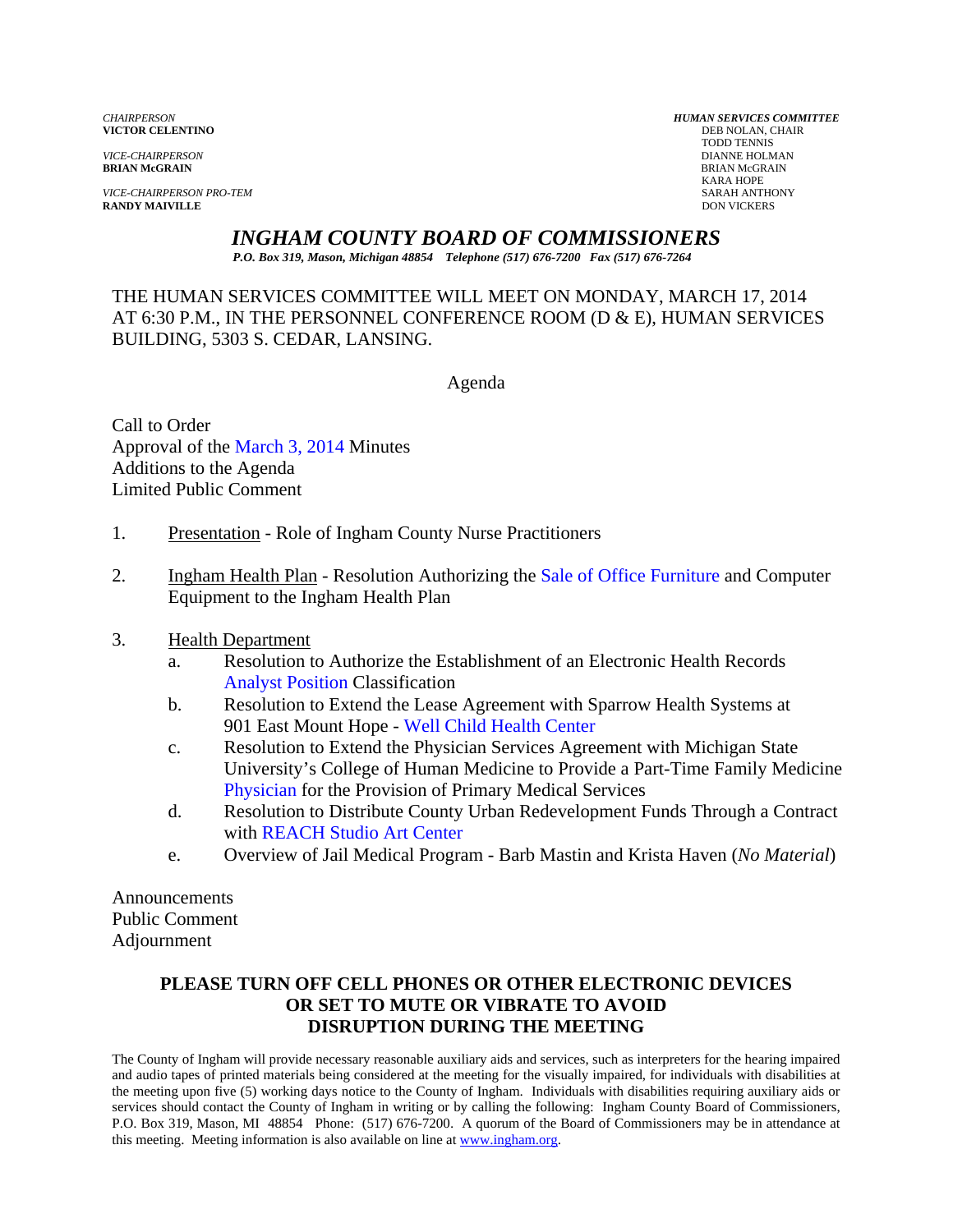*CHAIRPERSON*
**VICTOR CELENTINO**

*VICE-CHAIRPERSON*
**BRIAN McGRAIN**

*VICE-CHAIRPERSON PRO-TEM*
**RANDY MAIVILLE**

***HUMAN SERVICES COMMITTEE***
DEB NOLAN, CHAIR
TODD TENNIS
DIANNE HOLMAN
BRIAN McGRAIN
KARA HOPE
SARAH ANTHONY
DON VICKERS

# *INGHAM COUNTY BOARD OF COMMISSIONERS*

*P.O. Box 319, Mason, Michigan 48854 Telephone (517) 676-7200 Fax (517) 676-7264*

THE HUMAN SERVICES COMMITTEE WILL MEET ON MONDAY, MARCH 17, 2014 AT 6:30 P.M., IN THE PERSONNEL CONFERENCE ROOM (D & E), HUMAN SERVICES BUILDING, 5303 S. CEDAR, LANSING.

Agenda

Call to Order
Approval of the March 3, 2014 Minutes
Additions to the Agenda
Limited Public Comment

1. Presentation - Role of Ingham County Nurse Practitioners

2. Ingham Health Plan - Resolution Authorizing the Sale of Office Furniture and Computer Equipment to the Ingham Health Plan

3. Health Department
   a. Resolution to Authorize the Establishment of an Electronic Health Records Analyst Position Classification
   b. Resolution to Extend the Lease Agreement with Sparrow Health Systems at 901 East Mount Hope - Well Child Health Center
   c. Resolution to Extend the Physician Services Agreement with Michigan State University's College of Human Medicine to Provide a Part-Time Family Medicine Physician for the Provision of Primary Medical Services
   d. Resolution to Distribute County Urban Redevelopment Funds Through a Contract with REACH Studio Art Center
   e. Overview of Jail Medical Program - Barb Mastin and Krista Haven (*No Material*)

Announcements
Public Comment
Adjournment

**PLEASE TURN OFF CELL PHONES OR OTHER ELECTRONIC DEVICES OR SET TO MUTE OR VIBRATE TO AVOID DISRUPTION DURING THE MEETING**

The County of Ingham will provide necessary reasonable auxiliary aids and services, such as interpreters for the hearing impaired and audio tapes of printed materials being considered at the meeting for the visually impaired, for individuals with disabilities at the meeting upon five (5) working days notice to the County of Ingham. Individuals with disabilities requiring auxiliary aids or services should contact the County of Ingham in writing or by calling the following: Ingham County Board of Commissioners, P.O. Box 319, Mason, MI 48854 Phone: (517) 676-7200. A quorum of the Board of Commissioners may be in attendance at this meeting. Meeting information is also available on line at www.ingham.org.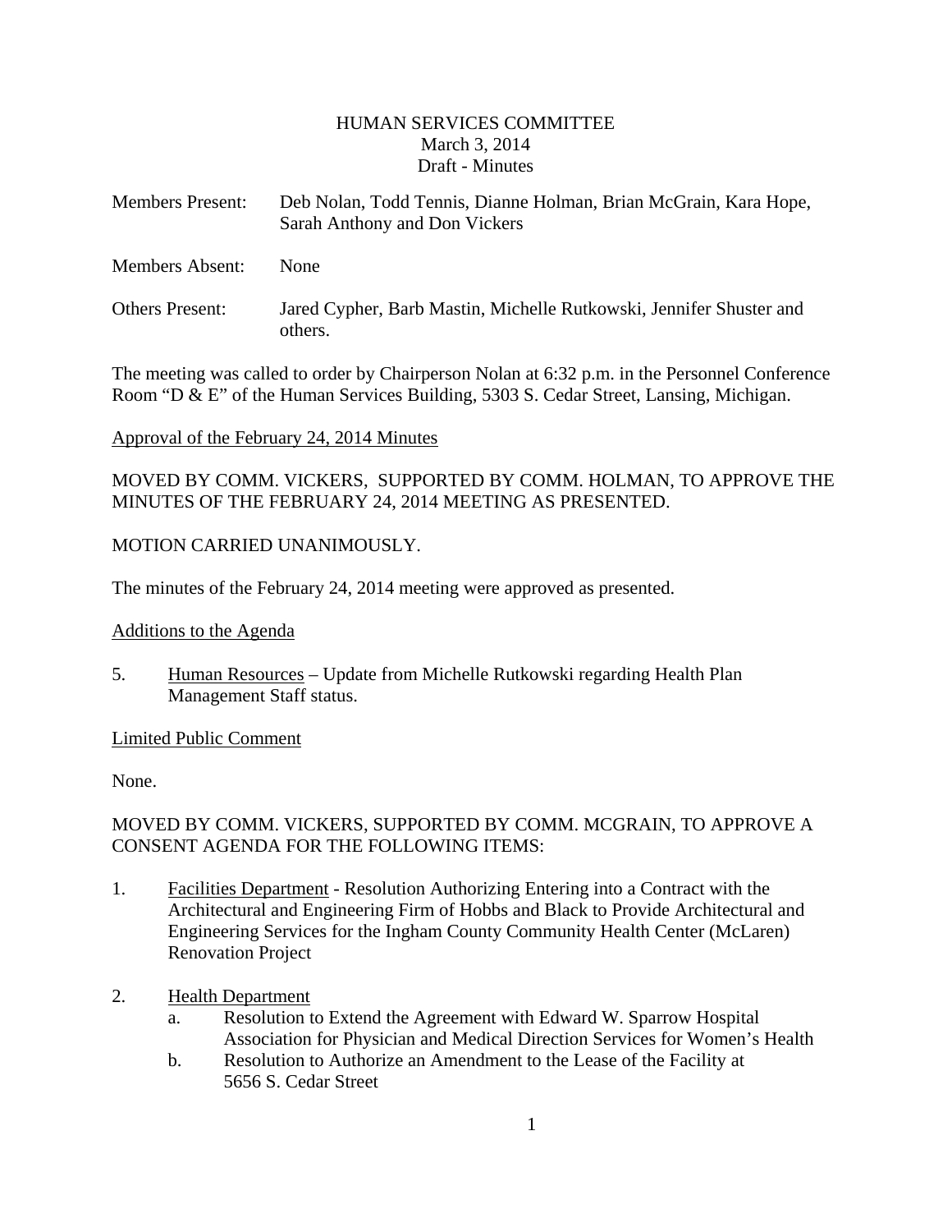# HUMAN SERVICES COMMITTEE
March 3, 2014
Draft - Minutes

Members Present: Deb Nolan, Todd Tennis, Dianne Holman, Brian McGrain, Kara Hope, Sarah Anthony and Don Vickers

Members Absent: None

Others Present: Jared Cypher, Barb Mastin, Michelle Rutkowski, Jennifer Shuster and others.

The meeting was called to order by Chairperson Nolan at 6:32 p.m. in the Personnel Conference Room "D & E" of the Human Services Building, 5303 S. Cedar Street, Lansing, Michigan.

Approval of the February 24, 2014 Minutes

MOVED BY COMM. VICKERS, SUPPORTED BY COMM. HOLMAN, TO APPROVE THE MINUTES OF THE FEBRUARY 24, 2014 MEETING AS PRESENTED.

MOTION CARRIED UNANIMOUSLY.

The minutes of the February 24, 2014 meeting were approved as presented.

Additions to the Agenda

5. Human Resources – Update from Michelle Rutkowski regarding Health Plan Management Staff status.

Limited Public Comment

None.

MOVED BY COMM. VICKERS, SUPPORTED BY COMM. MCGRAIN, TO APPROVE A CONSENT AGENDA FOR THE FOLLOWING ITEMS:

1. Facilities Department - Resolution Authorizing Entering into a Contract with the Architectural and Engineering Firm of Hobbs and Black to Provide Architectural and Engineering Services for the Ingham County Community Health Center (McLaren) Renovation Project

2. Health Department
   a. Resolution to Extend the Agreement with Edward W. Sparrow Hospital Association for Physician and Medical Direction Services for Women's Health
   b. Resolution to Authorize an Amendment to the Lease of the Facility at 5656 S. Cedar Street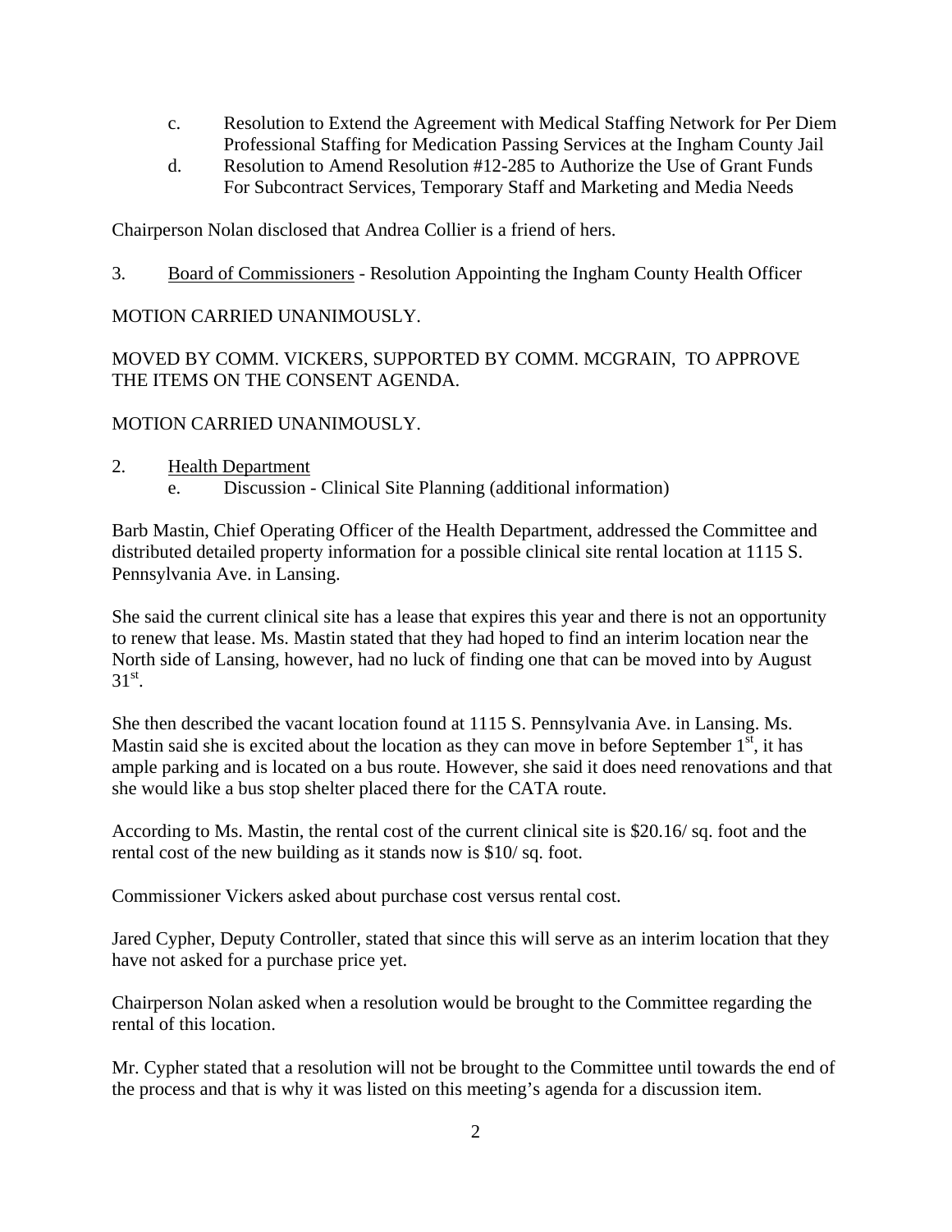c. Resolution to Extend the Agreement with Medical Staffing Network for Per Diem Professional Staffing for Medication Passing Services at the Ingham County Jail

d. Resolution to Amend Resolution #12-285 to Authorize the Use of Grant Funds For Subcontract Services, Temporary Staff and Marketing and Media Needs

Chairperson Nolan disclosed that Andrea Collier is a friend of hers.

3. Board of Commissioners - Resolution Appointing the Ingham County Health Officer

MOTION CARRIED UNANIMOUSLY.

MOVED BY COMM. VICKERS, SUPPORTED BY COMM. MCGRAIN, TO APPROVE THE ITEMS ON THE CONSENT AGENDA.

MOTION CARRIED UNANIMOUSLY.

2. Health Department

 e. Discussion - Clinical Site Planning (additional information)

Barb Mastin, Chief Operating Officer of the Health Department, addressed the Committee and distributed detailed property information for a possible clinical site rental location at 1115 S. Pennsylvania Ave. in Lansing.

She said the current clinical site has a lease that expires this year and there is not an opportunity to renew that lease. Ms. Mastin stated that they had hoped to find an interim location near the North side of Lansing, however, had no luck of finding one that can be moved into by August 31st.

She then described the vacant location found at 1115 S. Pennsylvania Ave. in Lansing. Ms. Mastin said she is excited about the location as they can move in before September 1st, it has ample parking and is located on a bus route. However, she said it does need renovations and that she would like a bus stop shelter placed there for the CATA route.

According to Ms. Mastin, the rental cost of the current clinical site is $20.16/ sq. foot and the rental cost of the new building as it stands now is $10/ sq. foot.

Commissioner Vickers asked about purchase cost versus rental cost.

Jared Cypher, Deputy Controller, stated that since this will serve as an interim location that they have not asked for a purchase price yet.

Chairperson Nolan asked when a resolution would be brought to the Committee regarding the rental of this location.

Mr. Cypher stated that a resolution will not be brought to the Committee until towards the end of the process and that is why it was listed on this meeting's agenda for a discussion item.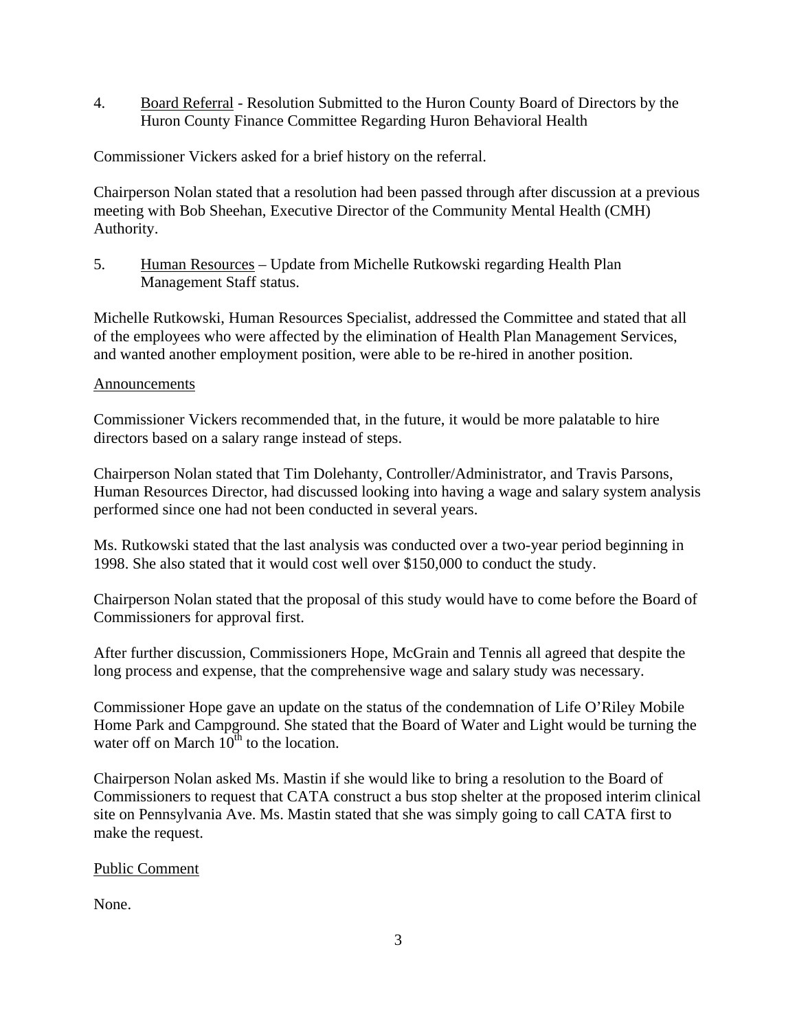4. <u>Board Referral</u> - Resolution Submitted to the Huron County Board of Directors by the Huron County Finance Committee Regarding Huron Behavioral Health

Commissioner Vickers asked for a brief history on the referral.

Chairperson Nolan stated that a resolution had been passed through after discussion at a previous meeting with Bob Sheehan, Executive Director of the Community Mental Health (CMH) Authority.

5. <u>Human Resources</u> – Update from Michelle Rutkowski regarding Health Plan Management Staff status.

Michelle Rutkowski, Human Resources Specialist, addressed the Committee and stated that all of the employees who were affected by the elimination of Health Plan Management Services, and wanted another employment position, were able to be re-hired in another position.

<u>Announcements</u>

Commissioner Vickers recommended that, in the future, it would be more palatable to hire directors based on a salary range instead of steps.

Chairperson Nolan stated that Tim Dolehanty, Controller/Administrator, and Travis Parsons, Human Resources Director, had discussed looking into having a wage and salary system analysis performed since one had not been conducted in several years.

Ms. Rutkowski stated that the last analysis was conducted over a two-year period beginning in 1998. She also stated that it would cost well over $150,000 to conduct the study.

Chairperson Nolan stated that the proposal of this study would have to come before the Board of Commissioners for approval first.

After further discussion, Commissioners Hope, McGrain and Tennis all agreed that despite the long process and expense, that the comprehensive wage and salary study was necessary.

Commissioner Hope gave an update on the status of the condemnation of Life O'Riley Mobile Home Park and Campground. She stated that the Board of Water and Light would be turning the water off on March 10th to the location.

Chairperson Nolan asked Ms. Mastin if she would like to bring a resolution to the Board of Commissioners to request that CATA construct a bus stop shelter at the proposed interim clinical site on Pennsylvania Ave. Ms. Mastin stated that she was simply going to call CATA first to make the request.

<u>Public Comment</u>

None.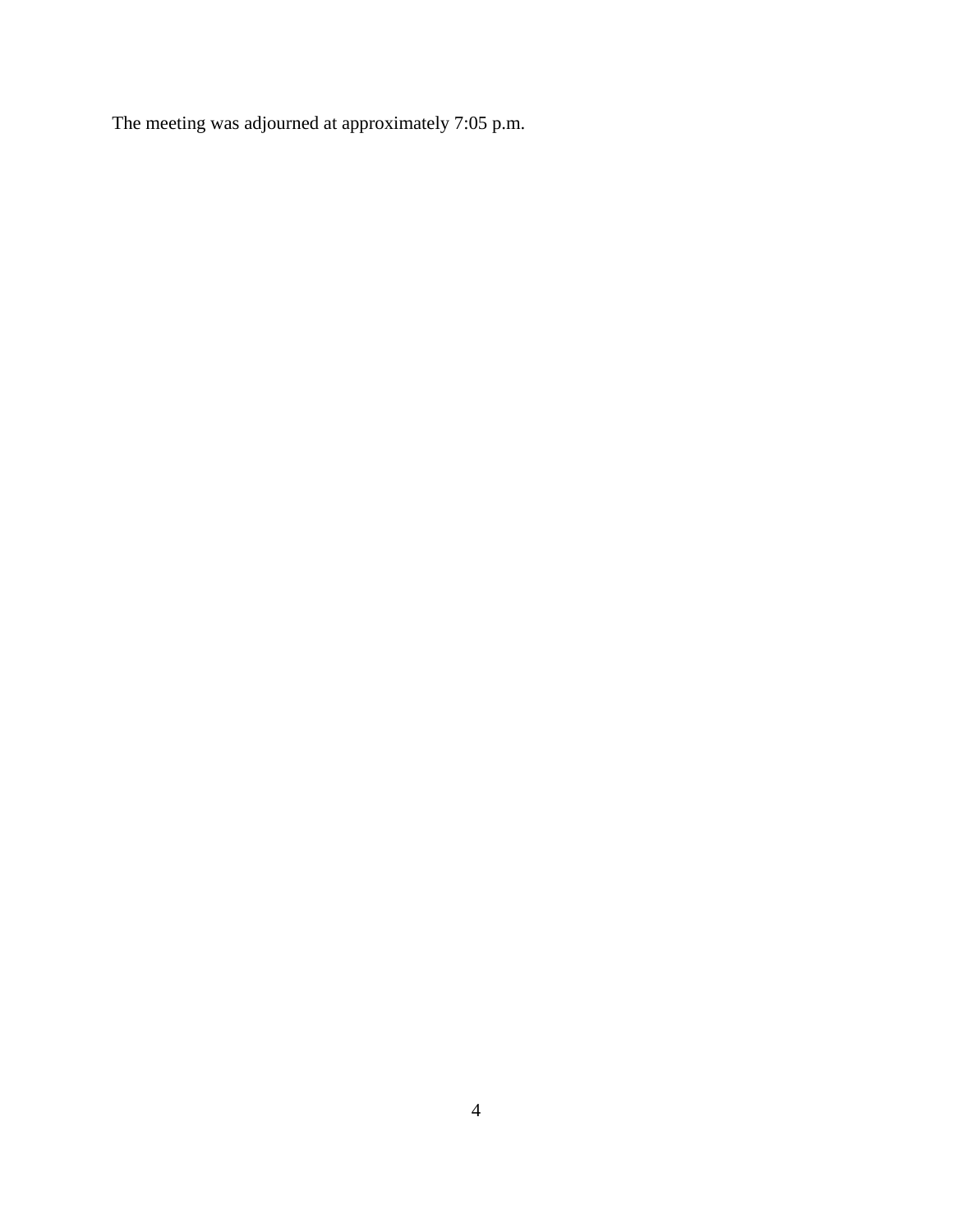The meeting was adjourned at approximately 7:05 p.m.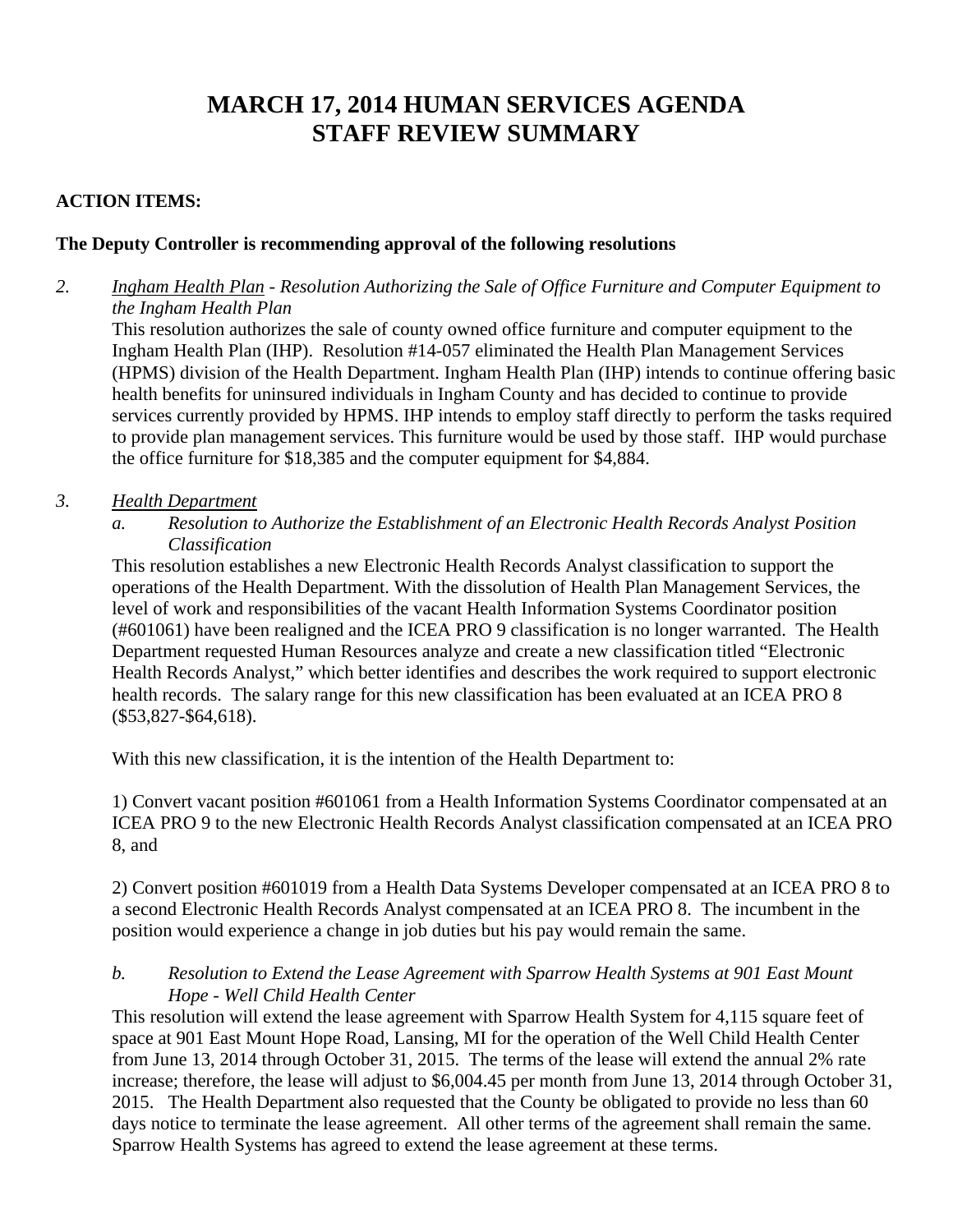# MARCH 17, 2014 HUMAN SERVICES AGENDA STAFF REVIEW SUMMARY

**ACTION ITEMS:**

**The Deputy Controller is recommending approval of the following resolutions**

*2.* *<u>Ingham Health Plan</u> - Resolution Authorizing the Sale of Office Furniture and Computer Equipment to the Ingham Health Plan*

This resolution authorizes the sale of county owned office furniture and computer equipment to the Ingham Health Plan (IHP). Resolution #14-057 eliminated the Health Plan Management Services (HPMS) division of the Health Department. Ingham Health Plan (IHP) intends to continue offering basic health benefits for uninsured individuals in Ingham County and has decided to continue to provide services currently provided by HPMS. IHP intends to employ staff directly to perform the tasks required to provide plan management services. This furniture would be used by those staff. IHP would purchase the office furniture for $18,385 and the computer equipment for $4,884.

*3.* *<u>Health Department</u>*

*a.* *Resolution to Authorize the Establishment of an Electronic Health Records Analyst Position Classification*

This resolution establishes a new Electronic Health Records Analyst classification to support the operations of the Health Department. With the dissolution of Health Plan Management Services, the level of work and responsibilities of the vacant Health Information Systems Coordinator position (#601061) have been realigned and the ICEA PRO 9 classification is no longer warranted. The Health Department requested Human Resources analyze and create a new classification titled "Electronic Health Records Analyst," which better identifies and describes the work required to support electronic health records. The salary range for this new classification has been evaluated at an ICEA PRO 8 ($53,827-$64,618).

With this new classification, it is the intention of the Health Department to:

1) Convert vacant position #601061 from a Health Information Systems Coordinator compensated at an ICEA PRO 9 to the new Electronic Health Records Analyst classification compensated at an ICEA PRO 8, and

2) Convert position #601019 from a Health Data Systems Developer compensated at an ICEA PRO 8 to a second Electronic Health Records Analyst compensated at an ICEA PRO 8. The incumbent in the position would experience a change in job duties but his pay would remain the same.

*b.* *Resolution to Extend the Lease Agreement with Sparrow Health Systems at 901 East Mount Hope - Well Child Health Center*

This resolution will extend the lease agreement with Sparrow Health System for 4,115 square feet of space at 901 East Mount Hope Road, Lansing, MI for the operation of the Well Child Health Center from June 13, 2014 through October 31, 2015. The terms of the lease will extend the annual 2% rate increase; therefore, the lease will adjust to $6,004.45 per month from June 13, 2014 through October 31, 2015. The Health Department also requested that the County be obligated to provide no less than 60 days notice to terminate the lease agreement. All other terms of the agreement shall remain the same. Sparrow Health Systems has agreed to extend the lease agreement at these terms.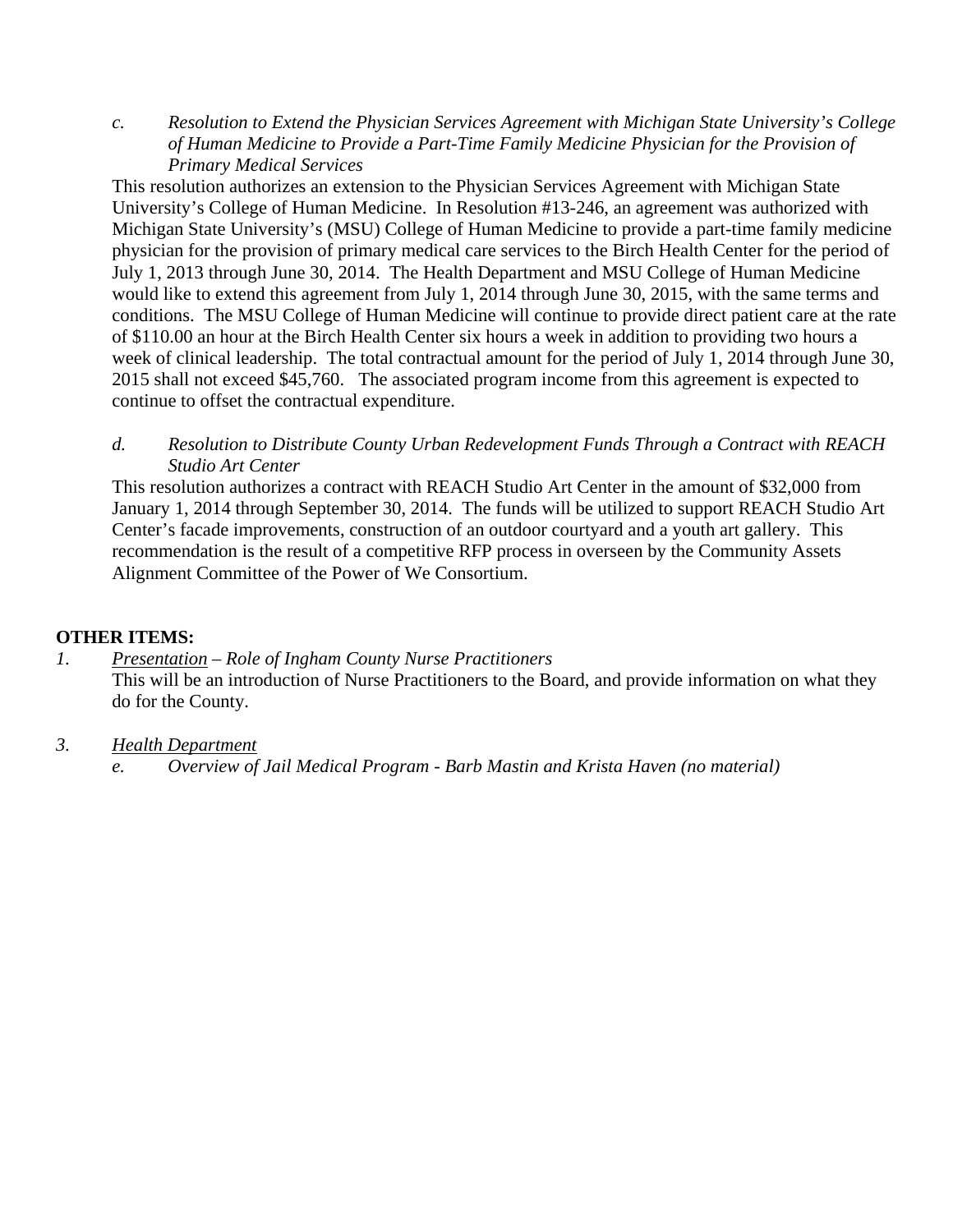c. *Resolution to Extend the Physician Services Agreement with Michigan State University's College of Human Medicine to Provide a Part-Time Family Medicine Physician for the Provision of Primary Medical Services*

This resolution authorizes an extension to the Physician Services Agreement with Michigan State University's College of Human Medicine. In Resolution #13-246, an agreement was authorized with Michigan State University's (MSU) College of Human Medicine to provide a part-time family medicine physician for the provision of primary medical care services to the Birch Health Center for the period of July 1, 2013 through June 30, 2014. The Health Department and MSU College of Human Medicine would like to extend this agreement from July 1, 2014 through June 30, 2015, with the same terms and conditions. The MSU College of Human Medicine will continue to provide direct patient care at the rate of $110.00 an hour at the Birch Health Center six hours a week in addition to providing two hours a week of clinical leadership. The total contractual amount for the period of July 1, 2014 through June 30, 2015 shall not exceed $45,760. The associated program income from this agreement is expected to continue to offset the contractual expenditure.

d. *Resolution to Distribute County Urban Redevelopment Funds Through a Contract with REACH Studio Art Center*

This resolution authorizes a contract with REACH Studio Art Center in the amount of $32,000 from January 1, 2014 through September 30, 2014. The funds will be utilized to support REACH Studio Art Center's facade improvements, construction of an outdoor courtyard and a youth art gallery. This recommendation is the result of a competitive RFP process in overseen by the Community Assets Alignment Committee of the Power of We Consortium.

**OTHER ITEMS:**

1. *Presentation – Role of Ingham County Nurse Practitioners*
   This will be an introduction of Nurse Practitioners to the Board, and provide information on what they do for the County.

3. *Health Department*
   e. *Overview of Jail Medical Program - Barb Mastin and Krista Haven (no material)*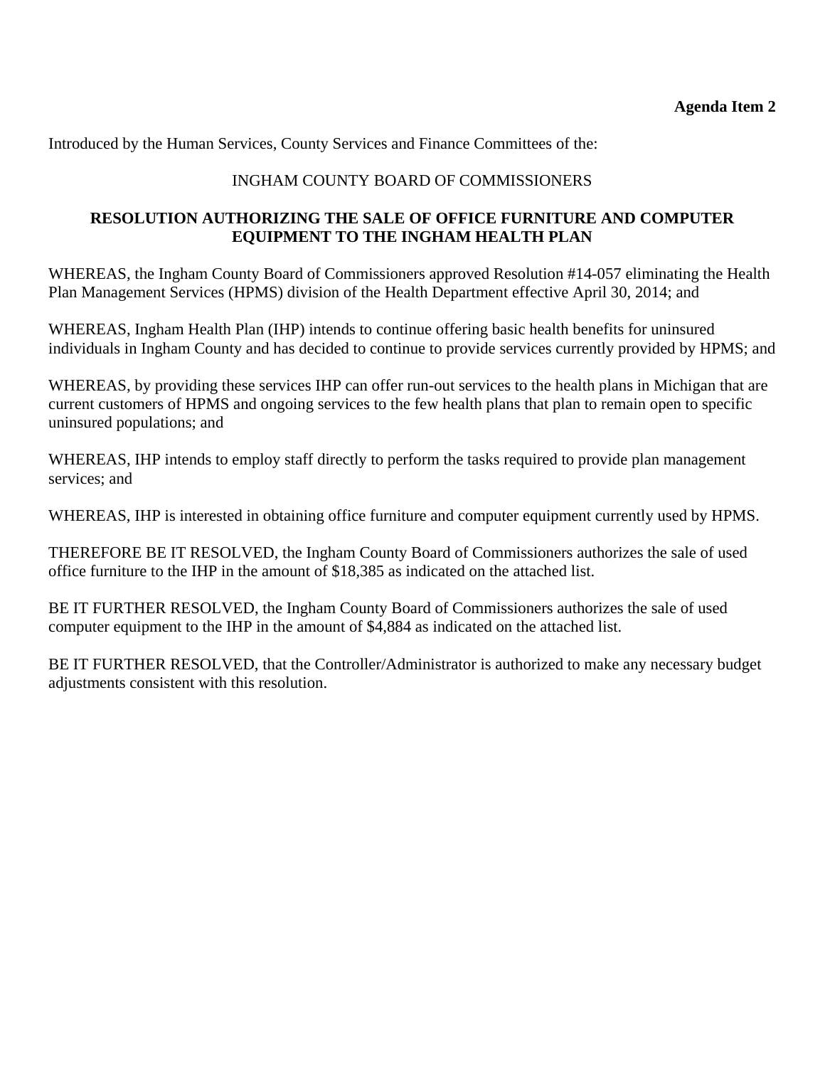**Agenda Item 2**

Introduced by the Human Services, County Services and Finance Committees of the:

INGHAM COUNTY BOARD OF COMMISSIONERS

**RESOLUTION AUTHORIZING THE SALE OF OFFICE FURNITURE AND COMPUTER EQUIPMENT TO THE INGHAM HEALTH PLAN**

WHEREAS, the Ingham County Board of Commissioners approved Resolution #14-057 eliminating the Health Plan Management Services (HPMS) division of the Health Department effective April 30, 2014; and

WHEREAS, Ingham Health Plan (IHP) intends to continue offering basic health benefits for uninsured individuals in Ingham County and has decided to continue to provide services currently provided by HPMS; and

WHEREAS, by providing these services IHP can offer run-out services to the health plans in Michigan that are current customers of HPMS and ongoing services to the few health plans that plan to remain open to specific uninsured populations; and

WHEREAS, IHP intends to employ staff directly to perform the tasks required to provide plan management services; and

WHEREAS, IHP is interested in obtaining office furniture and computer equipment currently used by HPMS.

THEREFORE BE IT RESOLVED, the Ingham County Board of Commissioners authorizes the sale of used office furniture to the IHP in the amount of $18,385 as indicated on the attached list.

BE IT FURTHER RESOLVED, the Ingham County Board of Commissioners authorizes the sale of used computer equipment to the IHP in the amount of $4,884 as indicated on the attached list.

BE IT FURTHER RESOLVED, that the Controller/Administrator is authorized to make any necessary budget adjustments consistent with this resolution.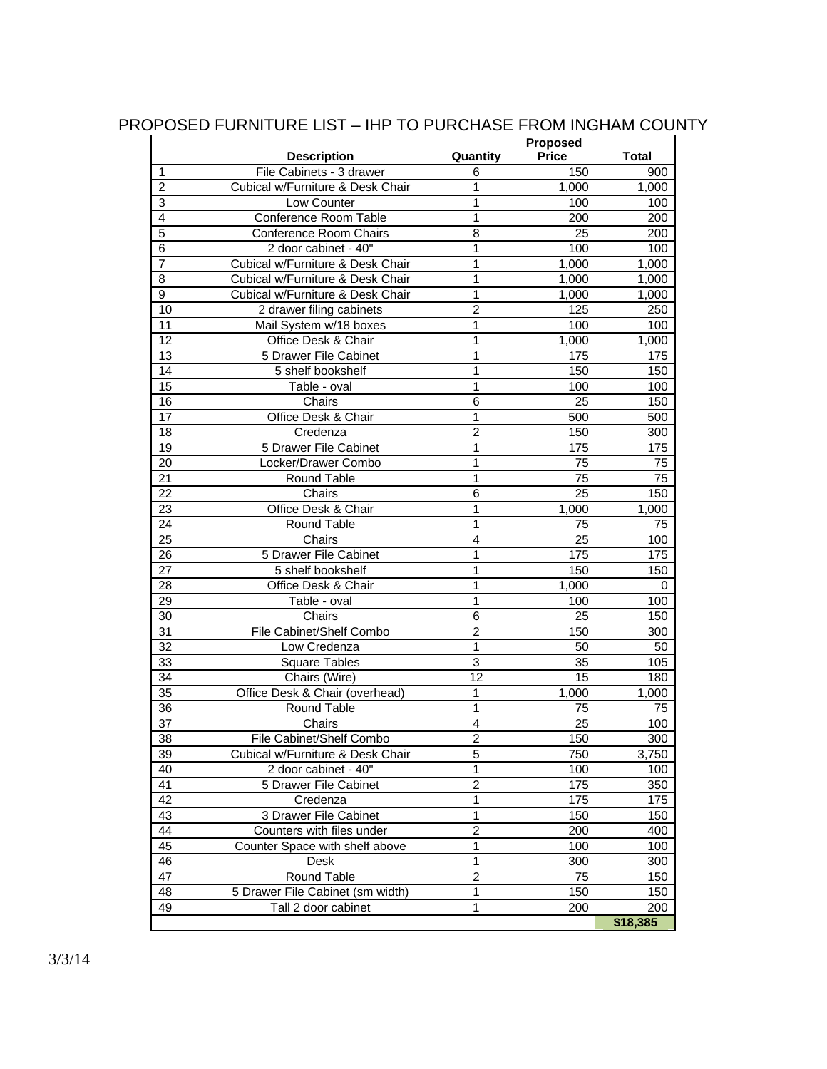# PROPOSED FURNITURE LIST – IHP TO PURCHASE FROM INGHAM COUNTY

| | Description | Quantity | Proposed Price | Total |
|---|---|---|---|---|
| 1 | File Cabinets - 3 drawer | 6 | 150 | 900 |
| 2 | Cubical w/Furniture & Desk Chair | 1 | 1,000 | 1,000 |
| 3 | Low Counter | 1 | 100 | 100 |
| 4 | Conference Room Table | 1 | 200 | 200 |
| 5 | Conference Room Chairs | 8 | 25 | 200 |
| 6 | 2 door cabinet - 40" | 1 | 100 | 100 |
| 7 | Cubical w/Furniture & Desk Chair | 1 | 1,000 | 1,000 |
| 8 | Cubical w/Furniture & Desk Chair | 1 | 1,000 | 1,000 |
| 9 | Cubical w/Furniture & Desk Chair | 1 | 1,000 | 1,000 |
| 10 | 2 drawer filing cabinets | 2 | 125 | 250 |
| 11 | Mail System w/18 boxes | 1 | 100 | 100 |
| 12 | Office Desk & Chair | 1 | 1,000 | 1,000 |
| 13 | 5 Drawer File Cabinet | 1 | 175 | 175 |
| 14 | 5 shelf bookshelf | 1 | 150 | 150 |
| 15 | Table - oval | 1 | 100 | 100 |
| 16 | Chairs | 6 | 25 | 150 |
| 17 | Office Desk & Chair | 1 | 500 | 500 |
| 18 | Credenza | 2 | 150 | 300 |
| 19 | 5 Drawer File Cabinet | 1 | 175 | 175 |
| 20 | Locker/Drawer Combo | 1 | 75 | 75 |
| 21 | Round Table | 1 | 75 | 75 |
| 22 | Chairs | 6 | 25 | 150 |
| 23 | Office Desk & Chair | 1 | 1,000 | 1,000 |
| 24 | Round Table | 1 | 75 | 75 |
| 25 | Chairs | 4 | 25 | 100 |
| 26 | 5 Drawer File Cabinet | 1 | 175 | 175 |
| 27 | 5 shelf bookshelf | 1 | 150 | 150 |
| 28 | Office Desk & Chair | 1 | 1,000 | 0 |
| 29 | Table - oval | 1 | 100 | 100 |
| 30 | Chairs | 6 | 25 | 150 |
| 31 | File Cabinet/Shelf Combo | 2 | 150 | 300 |
| 32 | Low Credenza | 1 | 50 | 50 |
| 33 | Square Tables | 3 | 35 | 105 |
| 34 | Chairs (Wire) | 12 | 15 | 180 |
| 35 | Office Desk & Chair (overhead) | 1 | 1,000 | 1,000 |
| 36 | Round Table | 1 | 75 | 75 |
| 37 | Chairs | 4 | 25 | 100 |
| 38 | File Cabinet/Shelf Combo | 2 | 150 | 300 |
| 39 | Cubical w/Furniture & Desk Chair | 5 | 750 | 3,750 |
| 40 | 2 door cabinet - 40" | 1 | 100 | 100 |
| 41 | 5 Drawer File Cabinet | 2 | 175 | 350 |
| 42 | Credenza | 1 | 175 | 175 |
| 43 | 3 Drawer File Cabinet | 1 | 150 | 150 |
| 44 | Counters with files under | 2 | 200 | 400 |
| 45 | Counter Space with shelf above | 1 | 100 | 100 |
| 46 | Desk | 1 | 300 | 300 |
| 47 | Round Table | 2 | 75 | 150 |
| 48 | 5 Drawer File Cabinet (sm width) | 1 | 150 | 150 |
| 49 | Tall 2 door cabinet | 1 | 200 | 200 |
| | | | | **$18,385** |

3/3/14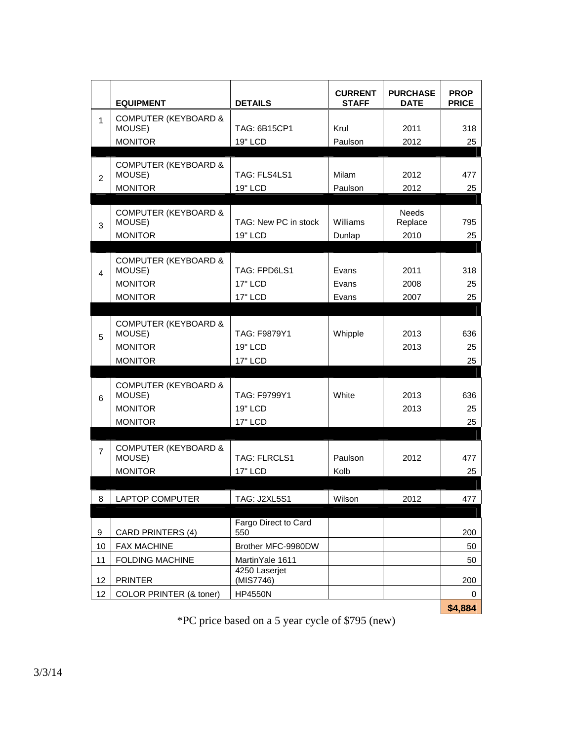| | EQUIPMENT | DETAILS | CURRENT STAFF | PURCHASE DATE | PROP PRICE |
|---|---|---|---|---|---|
| 1 | COMPUTER (KEYBOARD & MOUSE) | TAG: 6B15CP1 | Krul | 2011 | 318 |
| | MONITOR | 19" LCD | Paulson | 2012 | 25 |
| | | | | | |
| 2 | COMPUTER (KEYBOARD & MOUSE) | TAG: FLS4LS1 | Milam | 2012 | 477 |
| | MONITOR | 19" LCD | Paulson | 2012 | 25 |
| | | | | | |
| 3 | COMPUTER (KEYBOARD & MOUSE) | TAG: New PC in stock | Williams | Needs Replace | 795 |
| | MONITOR | 19" LCD | Dunlap | 2010 | 25 |
| | | | | | |
| 4 | COMPUTER (KEYBOARD & MOUSE) | TAG: FPD6LS1 | Evans | 2011 | 318 |
| | MONITOR | 17" LCD | Evans | 2008 | 25 |
| | MONITOR | 17" LCD | Evans | 2007 | 25 |
| | | | | | |
| 5 | COMPUTER (KEYBOARD & MOUSE) | TAG: F9879Y1 | Whipple | 2013 | 636 |
| | MONITOR | 19" LCD | | 2013 | 25 |
| | MONITOR | 17" LCD | | | 25 |
| | | | | | |
| 6 | COMPUTER (KEYBOARD & MOUSE) | TAG: F9799Y1 | White | 2013 | 636 |
| | MONITOR | 19" LCD | | 2013 | 25 |
| | MONITOR | 17" LCD | | | 25 |
| | | | | | |
| 7 | COMPUTER (KEYBOARD & MOUSE) | TAG: FLRCLS1 | Paulson | 2012 | 477 |
| | MONITOR | 17" LCD | Kolb | | 25 |
| | | | | | |
| 8 | LAPTOP COMPUTER | TAG: J2XL5S1 | Wilson | 2012 | 477 |
| | | | | | |
| 9 | CARD PRINTERS (4) | Fargo Direct to Card 550 | | | 200 |
| 10 | FAX MACHINE | Brother MFC-9980DW | | | 50 |
| 11 | FOLDING MACHINE | MartinYale 1611 | | | 50 |
| 12 | PRINTER | 4250 Laserjet (MIS7746) | | | 200 |
| 12 | COLOR PRINTER (& toner) | HP4550N | | | 0 |
| | | | | | **$4,884** |

*PC price based on a 5 year cycle of $795 (new)

3/3/14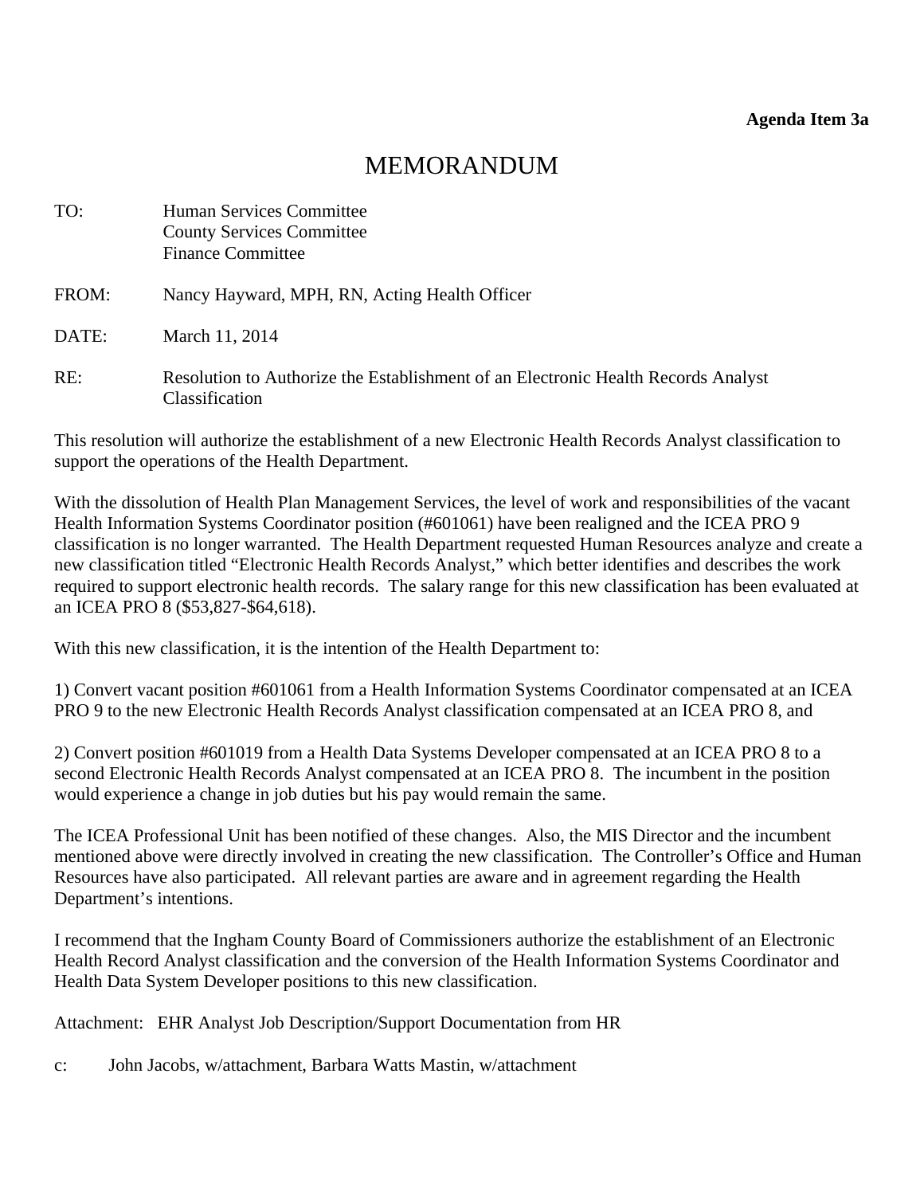**Agenda Item 3a**

# MEMORANDUM

TO: Human Services Committee
County Services Committee
Finance Committee

FROM: Nancy Hayward, MPH, RN, Acting Health Officer

DATE: March 11, 2014

RE: Resolution to Authorize the Establishment of an Electronic Health Records Analyst Classification

This resolution will authorize the establishment of a new Electronic Health Records Analyst classification to support the operations of the Health Department.

With the dissolution of Health Plan Management Services, the level of work and responsibilities of the vacant Health Information Systems Coordinator position (#601061) have been realigned and the ICEA PRO 9 classification is no longer warranted. The Health Department requested Human Resources analyze and create a new classification titled "Electronic Health Records Analyst," which better identifies and describes the work required to support electronic health records. The salary range for this new classification has been evaluated at an ICEA PRO 8 ($53,827-$64,618).

With this new classification, it is the intention of the Health Department to:

1) Convert vacant position #601061 from a Health Information Systems Coordinator compensated at an ICEA PRO 9 to the new Electronic Health Records Analyst classification compensated at an ICEA PRO 8, and

2) Convert position #601019 from a Health Data Systems Developer compensated at an ICEA PRO 8 to a second Electronic Health Records Analyst compensated at an ICEA PRO 8. The incumbent in the position would experience a change in job duties but his pay would remain the same.

The ICEA Professional Unit has been notified of these changes. Also, the MIS Director and the incumbent mentioned above were directly involved in creating the new classification. The Controller's Office and Human Resources have also participated. All relevant parties are aware and in agreement regarding the Health Department's intentions.

I recommend that the Ingham County Board of Commissioners authorize the establishment of an Electronic Health Record Analyst classification and the conversion of the Health Information Systems Coordinator and Health Data System Developer positions to this new classification.

Attachment: EHR Analyst Job Description/Support Documentation from HR

c: John Jacobs, w/attachment, Barbara Watts Mastin, w/attachment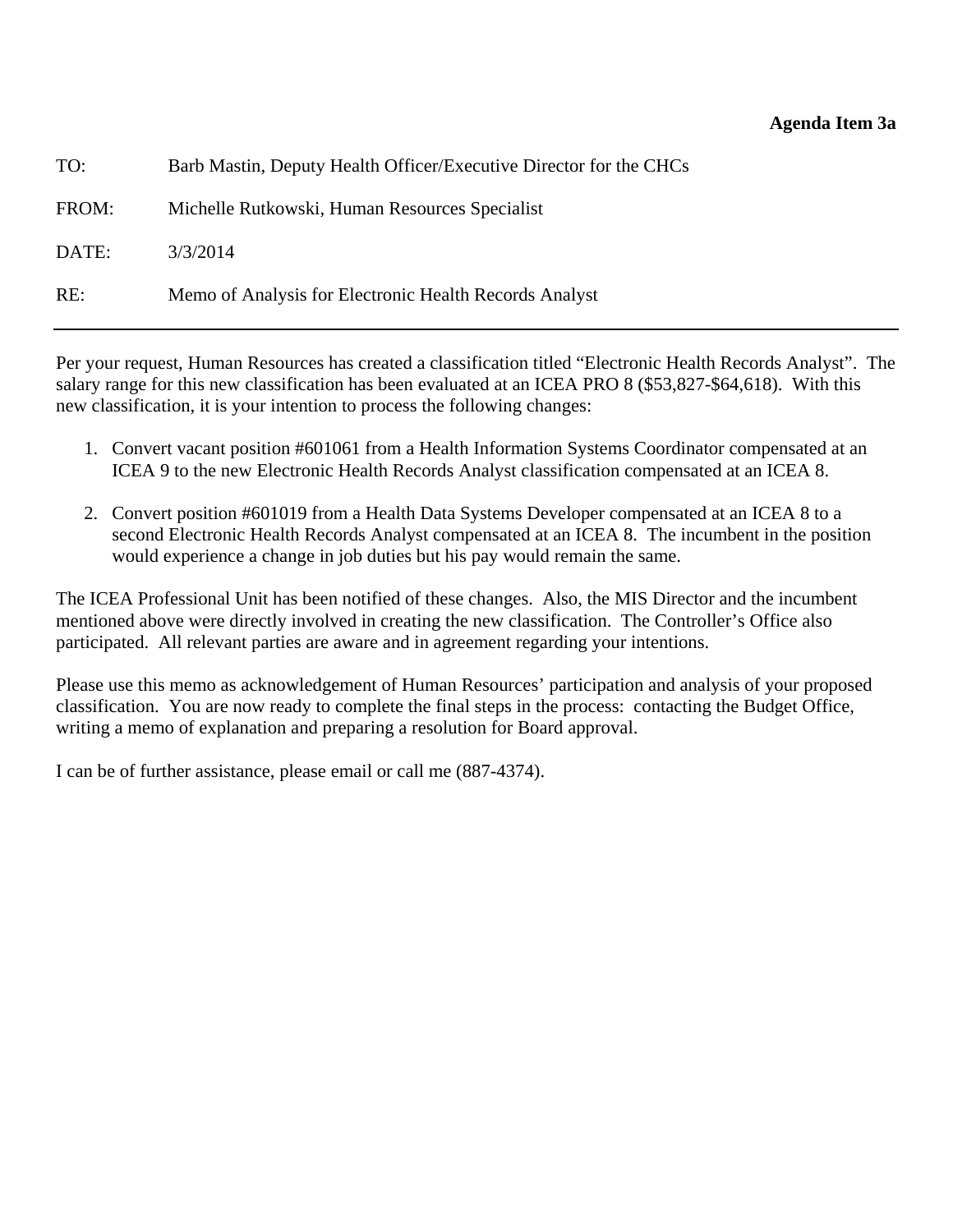**Agenda Item 3a**

TO: Barb Mastin, Deputy Health Officer/Executive Director for the CHCs

FROM: Michelle Rutkowski, Human Resources Specialist

DATE: 3/3/2014

RE: Memo of Analysis for Electronic Health Records Analyst

---

Per your request, Human Resources has created a classification titled "Electronic Health Records Analyst". The salary range for this new classification has been evaluated at an ICEA PRO 8 ($53,827-$64,618). With this new classification, it is your intention to process the following changes:

1. Convert vacant position #601061 from a Health Information Systems Coordinator compensated at an ICEA 9 to the new Electronic Health Records Analyst classification compensated at an ICEA 8.
2. Convert position #601019 from a Health Data Systems Developer compensated at an ICEA 8 to a second Electronic Health Records Analyst compensated at an ICEA 8. The incumbent in the position would experience a change in job duties but his pay would remain the same.

The ICEA Professional Unit has been notified of these changes. Also, the MIS Director and the incumbent mentioned above were directly involved in creating the new classification. The Controller's Office also participated. All relevant parties are aware and in agreement regarding your intentions.

Please use this memo as acknowledgement of Human Resources' participation and analysis of your proposed classification. You are now ready to complete the final steps in the process: contacting the Budget Office, writing a memo of explanation and preparing a resolution for Board approval.

I can be of further assistance, please email or call me (887-4374).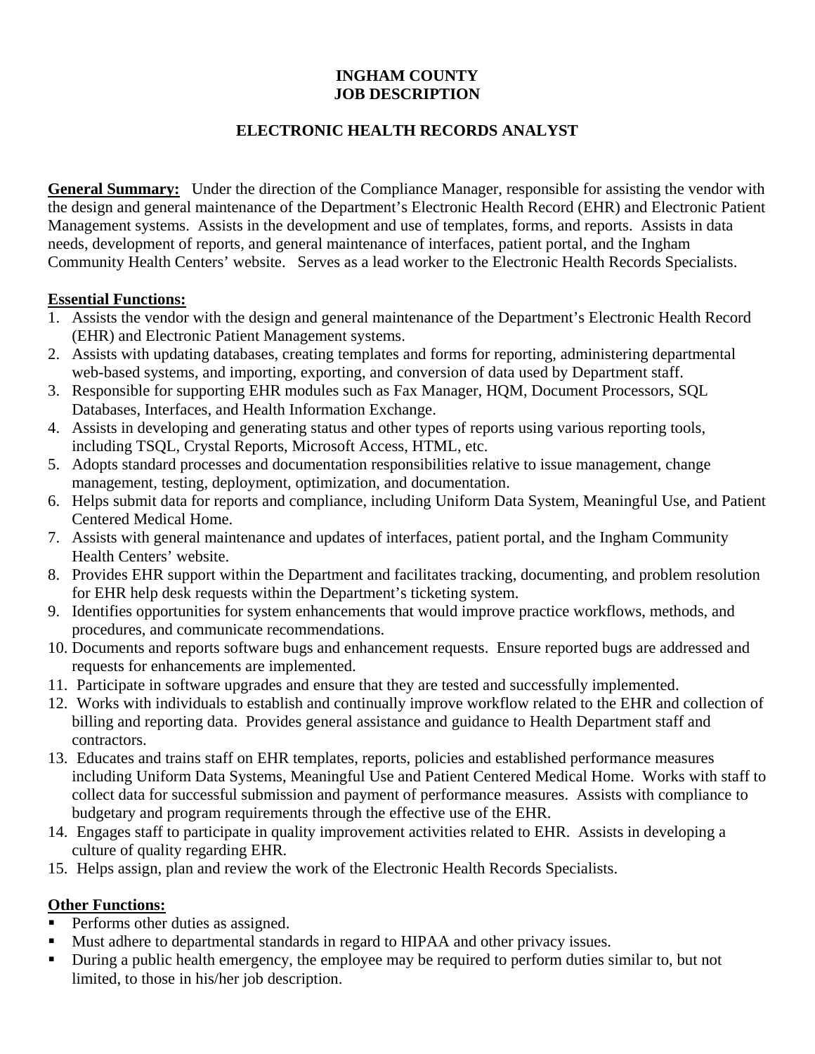# INGHAM COUNTY
# JOB DESCRIPTION

## ELECTRONIC HEALTH RECORDS ANALYST

**General Summary:** Under the direction of the Compliance Manager, responsible for assisting the vendor with the design and general maintenance of the Department's Electronic Health Record (EHR) and Electronic Patient Management systems. Assists in the development and use of templates, forms, and reports. Assists in data needs, development of reports, and general maintenance of interfaces, patient portal, and the Ingham Community Health Centers' website. Serves as a lead worker to the Electronic Health Records Specialists.

**Essential Functions:**

1. Assists the vendor with the design and general maintenance of the Department's Electronic Health Record (EHR) and Electronic Patient Management systems.
2. Assists with updating databases, creating templates and forms for reporting, administering departmental web-based systems, and importing, exporting, and conversion of data used by Department staff.
3. Responsible for supporting EHR modules such as Fax Manager, HQM, Document Processors, SQL Databases, Interfaces, and Health Information Exchange.
4. Assists in developing and generating status and other types of reports using various reporting tools, including TSQL, Crystal Reports, Microsoft Access, HTML, etc.
5. Adopts standard processes and documentation responsibilities relative to issue management, change management, testing, deployment, optimization, and documentation.
6. Helps submit data for reports and compliance, including Uniform Data System, Meaningful Use, and Patient Centered Medical Home.
7. Assists with general maintenance and updates of interfaces, patient portal, and the Ingham Community Health Centers' website.
8. Provides EHR support within the Department and facilitates tracking, documenting, and problem resolution for EHR help desk requests within the Department's ticketing system.
9. Identifies opportunities for system enhancements that would improve practice workflows, methods, and procedures, and communicate recommendations.
10. Documents and reports software bugs and enhancement requests. Ensure reported bugs are addressed and requests for enhancements are implemented.
11. Participate in software upgrades and ensure that they are tested and successfully implemented.
12. Works with individuals to establish and continually improve workflow related to the EHR and collection of billing and reporting data. Provides general assistance and guidance to Health Department staff and contractors.
13. Educates and trains staff on EHR templates, reports, policies and established performance measures including Uniform Data Systems, Meaningful Use and Patient Centered Medical Home. Works with staff to collect data for successful submission and payment of performance measures. Assists with compliance to budgetary and program requirements through the effective use of the EHR.
14. Engages staff to participate in quality improvement activities related to EHR. Assists in developing a culture of quality regarding EHR.
15. Helps assign, plan and review the work of the Electronic Health Records Specialists.

**Other Functions:**

- Performs other duties as assigned.
- Must adhere to departmental standards in regard to HIPAA and other privacy issues.
- During a public health emergency, the employee may be required to perform duties similar to, but not limited, to those in his/her job description.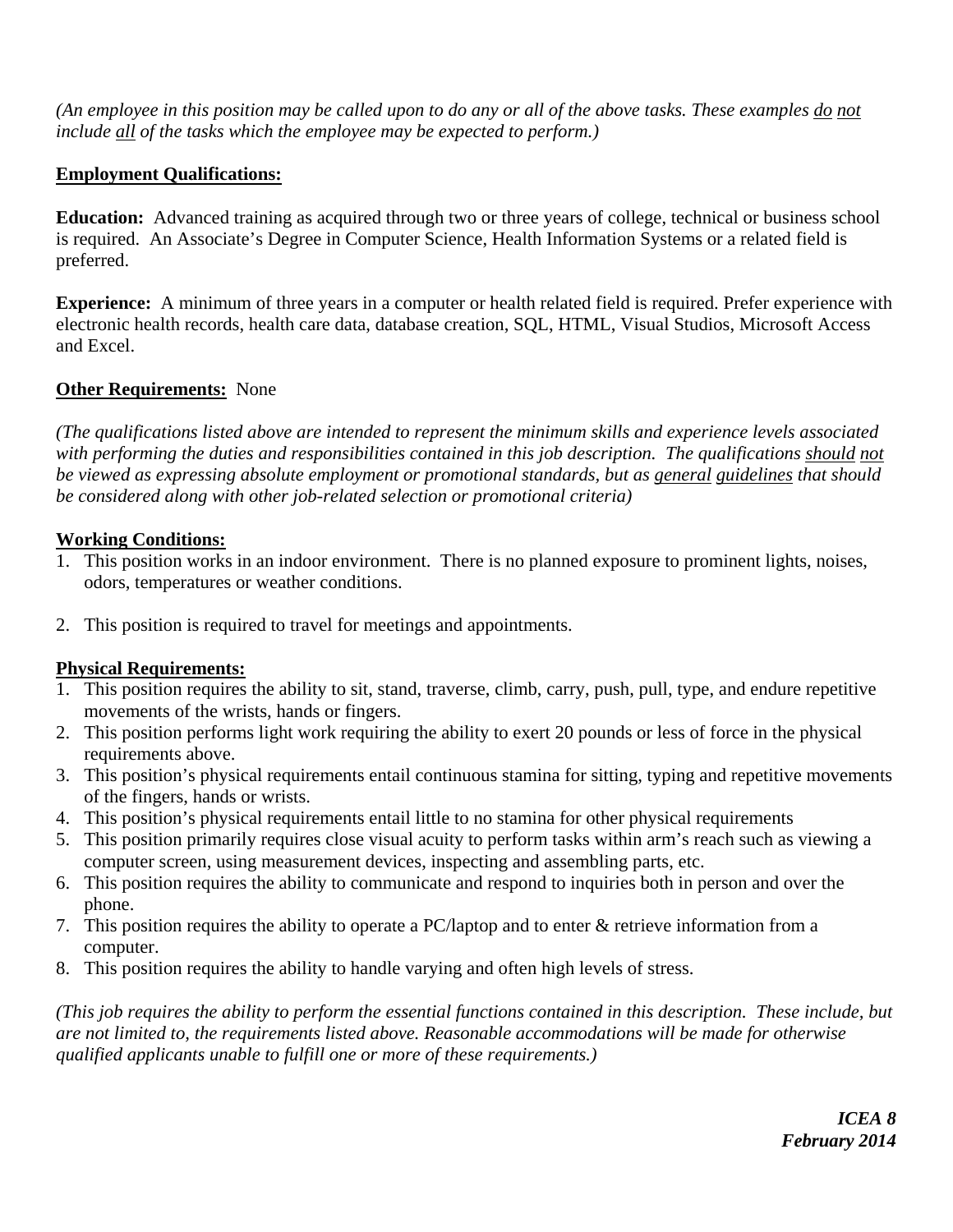*(An employee in this position may be called upon to do any or all of the above tasks. These examples do not include all of the tasks which the employee may be expected to perform.)*

**Employment Qualifications:**

**Education:** Advanced training as acquired through two or three years of college, technical or business school is required. An Associate's Degree in Computer Science, Health Information Systems or a related field is preferred.

**Experience:** A minimum of three years in a computer or health related field is required. Prefer experience with electronic health records, health care data, database creation, SQL, HTML, Visual Studios, Microsoft Access and Excel.

**Other Requirements:** None

*(The qualifications listed above are intended to represent the minimum skills and experience levels associated with performing the duties and responsibilities contained in this job description. The qualifications should not be viewed as expressing absolute employment or promotional standards, but as general guidelines that should be considered along with other job-related selection or promotional criteria)*

**Working Conditions:**

1. This position works in an indoor environment. There is no planned exposure to prominent lights, noises, odors, temperatures or weather conditions.

2. This position is required to travel for meetings and appointments.

**Physical Requirements:**

1. This position requires the ability to sit, stand, traverse, climb, carry, push, pull, type, and endure repetitive movements of the wrists, hands or fingers.
2. This position performs light work requiring the ability to exert 20 pounds or less of force in the physical requirements above.
3. This position's physical requirements entail continuous stamina for sitting, typing and repetitive movements of the fingers, hands or wrists.
4. This position's physical requirements entail little to no stamina for other physical requirements
5. This position primarily requires close visual acuity to perform tasks within arm's reach such as viewing a computer screen, using measurement devices, inspecting and assembling parts, etc.
6. This position requires the ability to communicate and respond to inquiries both in person and over the phone.
7. This position requires the ability to operate a PC/laptop and to enter & retrieve information from a computer.
8. This position requires the ability to handle varying and often high levels of stress.

*(This job requires the ability to perform the essential functions contained in this description. These include, but are not limited to, the requirements listed above. Reasonable accommodations will be made for otherwise qualified applicants unable to fulfill one or more of these requirements.)*

***ICEA 8***
***February 2014***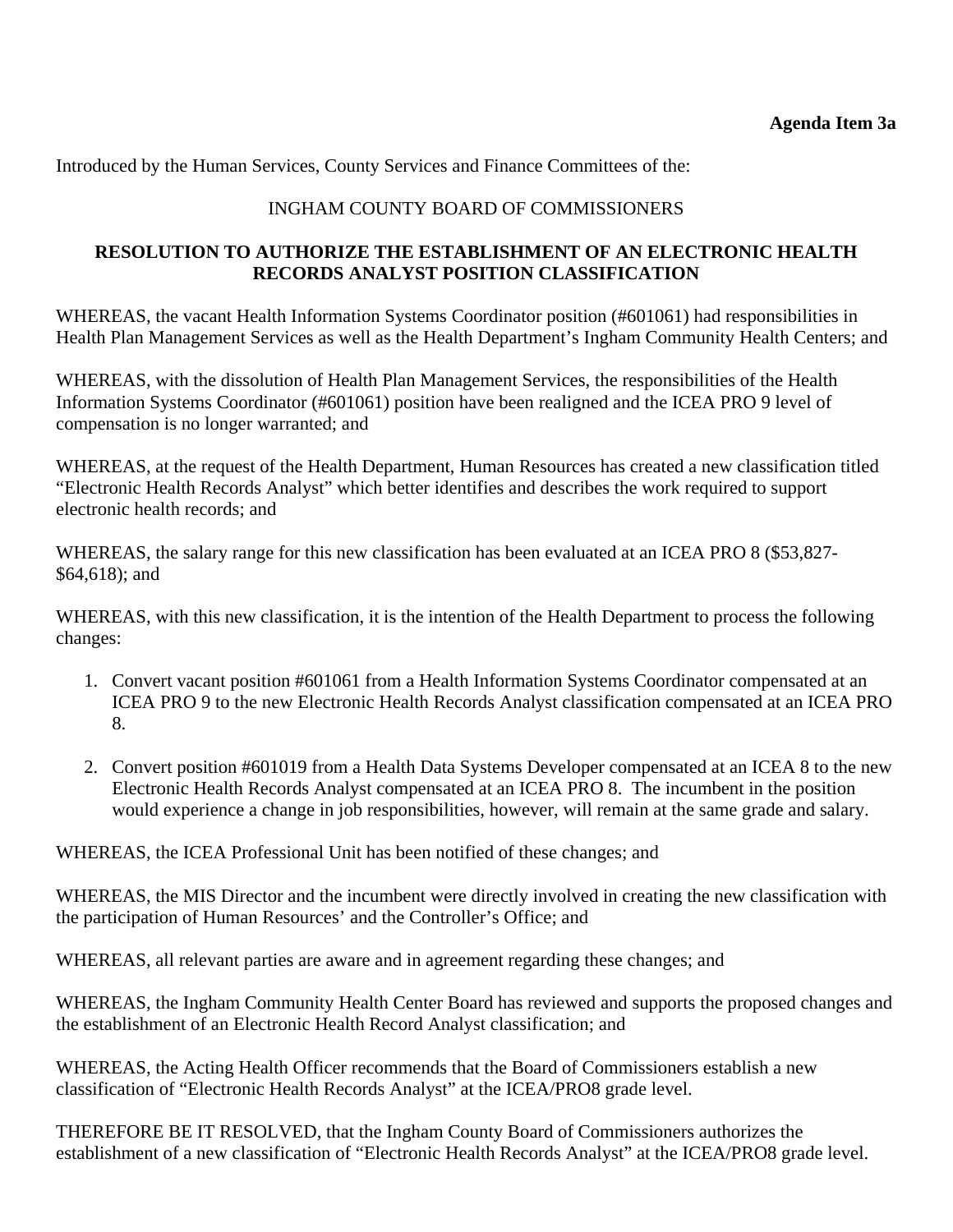**Agenda Item 3a**

Introduced by the Human Services, County Services and Finance Committees of the:

INGHAM COUNTY BOARD OF COMMISSIONERS

**RESOLUTION TO AUTHORIZE THE ESTABLISHMENT OF AN ELECTRONIC HEALTH RECORDS ANALYST POSITION CLASSIFICATION**

WHEREAS, the vacant Health Information Systems Coordinator position (#601061) had responsibilities in Health Plan Management Services as well as the Health Department's Ingham Community Health Centers; and

WHEREAS, with the dissolution of Health Plan Management Services, the responsibilities of the Health Information Systems Coordinator (#601061) position have been realigned and the ICEA PRO 9 level of compensation is no longer warranted; and

WHEREAS, at the request of the Health Department, Human Resources has created a new classification titled "Electronic Health Records Analyst" which better identifies and describes the work required to support electronic health records; and

WHEREAS, the salary range for this new classification has been evaluated at an ICEA PRO 8 ($53,827-$64,618); and

WHEREAS, with this new classification, it is the intention of the Health Department to process the following changes:

1. Convert vacant position #601061 from a Health Information Systems Coordinator compensated at an ICEA PRO 9 to the new Electronic Health Records Analyst classification compensated at an ICEA PRO 8.

2. Convert position #601019 from a Health Data Systems Developer compensated at an ICEA 8 to the new Electronic Health Records Analyst compensated at an ICEA PRO 8. The incumbent in the position would experience a change in job responsibilities, however, will remain at the same grade and salary.

WHEREAS, the ICEA Professional Unit has been notified of these changes; and

WHEREAS, the MIS Director and the incumbent were directly involved in creating the new classification with the participation of Human Resources' and the Controller's Office; and

WHEREAS, all relevant parties are aware and in agreement regarding these changes; and

WHEREAS, the Ingham Community Health Center Board has reviewed and supports the proposed changes and the establishment of an Electronic Health Record Analyst classification; and

WHEREAS, the Acting Health Officer recommends that the Board of Commissioners establish a new classification of "Electronic Health Records Analyst" at the ICEA/PRO8 grade level.

THEREFORE BE IT RESOLVED, that the Ingham County Board of Commissioners authorizes the establishment of a new classification of "Electronic Health Records Analyst" at the ICEA/PRO8 grade level.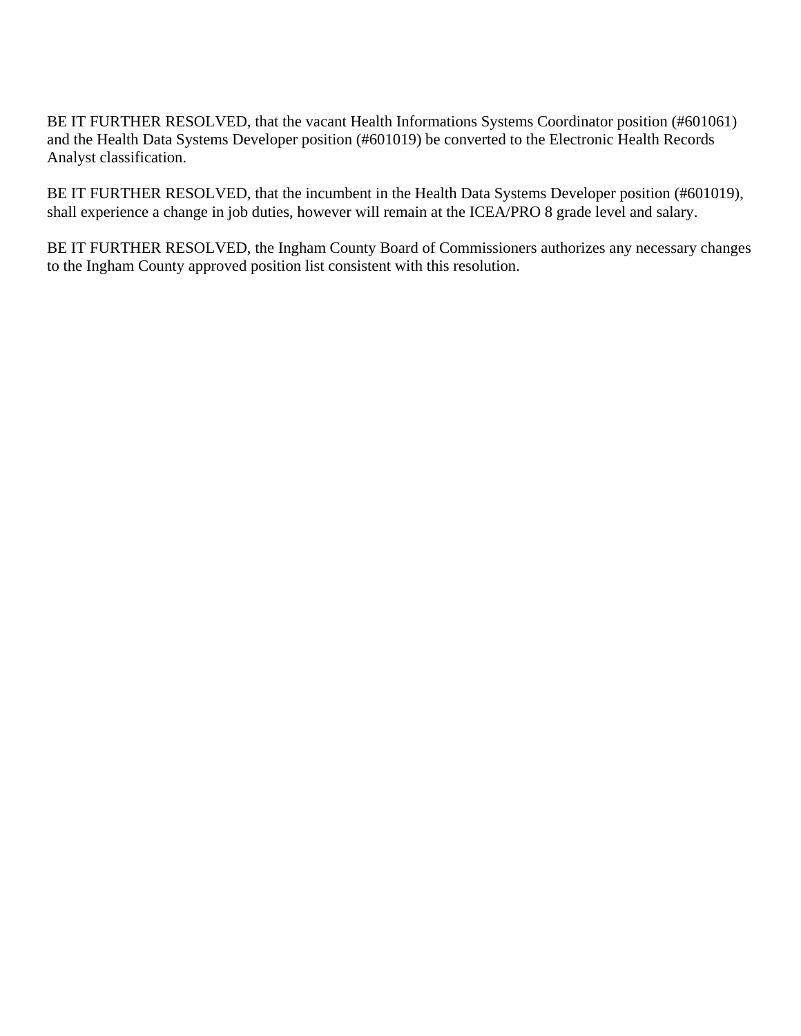BE IT FURTHER RESOLVED, that the vacant Health Informations Systems Coordinator position (#601061) and the Health Data Systems Developer position (#601019) be converted to the Electronic Health Records Analyst classification.

BE IT FURTHER RESOLVED, that the incumbent in the Health Data Systems Developer position (#601019), shall experience a change in job duties, however will remain at the ICEA/PRO 8 grade level and salary.

BE IT FURTHER RESOLVED, the Ingham County Board of Commissioners authorizes any necessary changes to the Ingham County approved position list consistent with this resolution.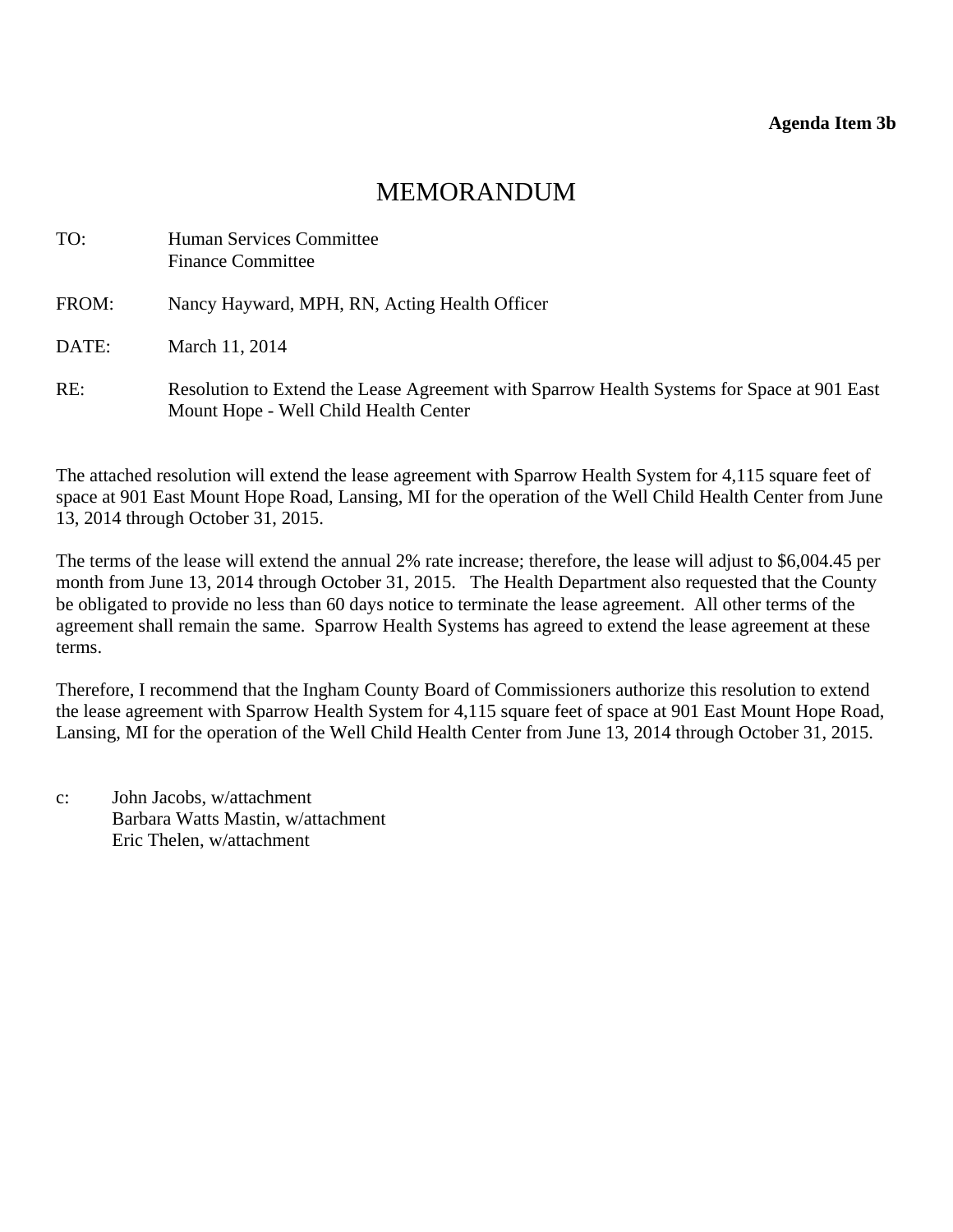**Agenda Item 3b**

# MEMORANDUM

TO: Human Services Committee
Finance Committee

FROM: Nancy Hayward, MPH, RN, Acting Health Officer

DATE: March 11, 2014

RE: Resolution to Extend the Lease Agreement with Sparrow Health Systems for Space at 901 East Mount Hope - Well Child Health Center

The attached resolution will extend the lease agreement with Sparrow Health System for 4,115 square feet of space at 901 East Mount Hope Road, Lansing, MI for the operation of the Well Child Health Center from June 13, 2014 through October 31, 2015.

The terms of the lease will extend the annual 2% rate increase; therefore, the lease will adjust to $6,004.45 per month from June 13, 2014 through October 31, 2015. The Health Department also requested that the County be obligated to provide no less than 60 days notice to terminate the lease agreement. All other terms of the agreement shall remain the same. Sparrow Health Systems has agreed to extend the lease agreement at these terms.

Therefore, I recommend that the Ingham County Board of Commissioners authorize this resolution to extend the lease agreement with Sparrow Health System for 4,115 square feet of space at 901 East Mount Hope Road, Lansing, MI for the operation of the Well Child Health Center from June 13, 2014 through October 31, 2015.

c: John Jacobs, w/attachment
Barbara Watts Mastin, w/attachment
Eric Thelen, w/attachment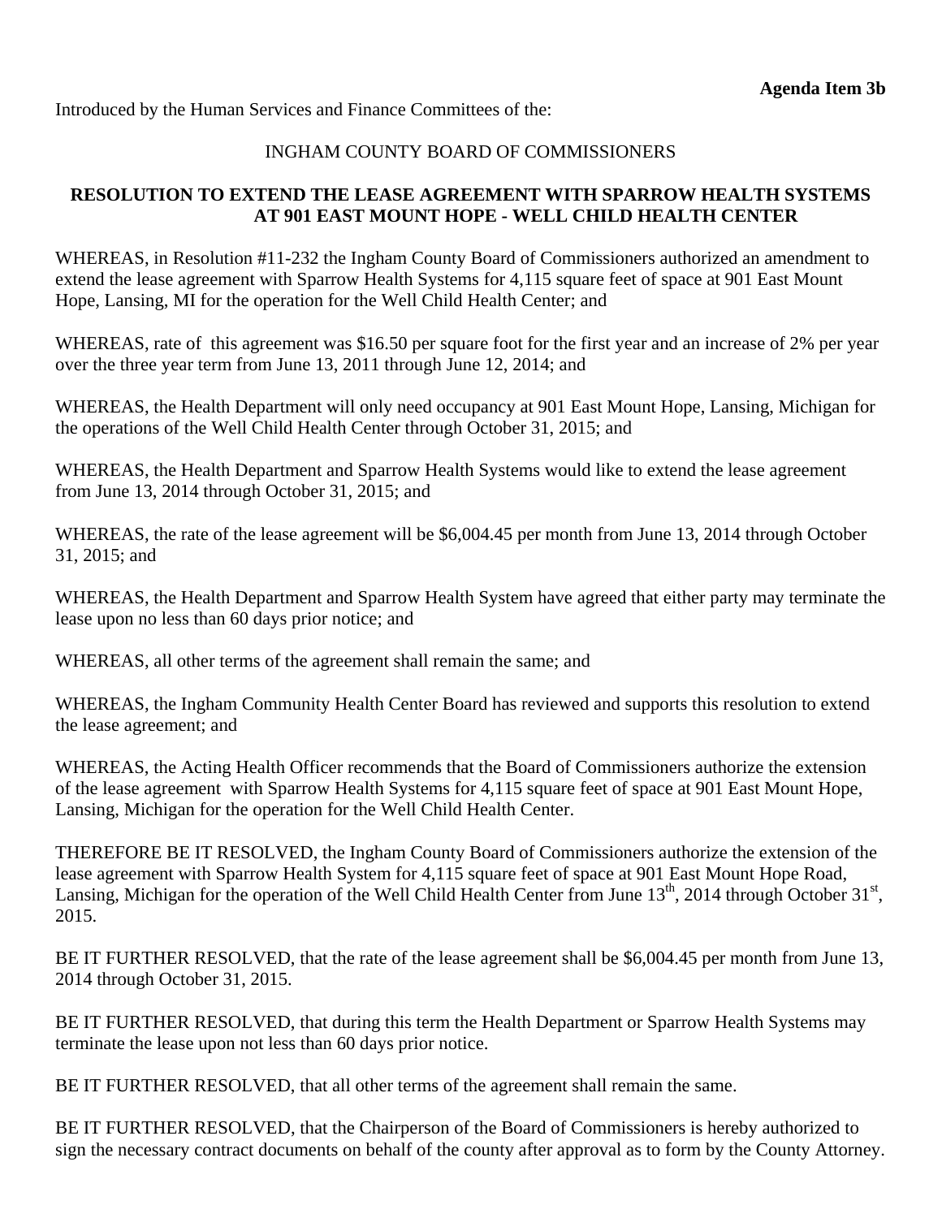**Agenda Item 3b**

Introduced by the Human Services and Finance Committees of the:

INGHAM COUNTY BOARD OF COMMISSIONERS

**RESOLUTION TO EXTEND THE LEASE AGREEMENT WITH SPARROW HEALTH SYSTEMS AT 901 EAST MOUNT HOPE - WELL CHILD HEALTH CENTER**

WHEREAS, in Resolution #11-232 the Ingham County Board of Commissioners authorized an amendment to extend the lease agreement with Sparrow Health Systems for 4,115 square feet of space at 901 East Mount Hope, Lansing, MI for the operation for the Well Child Health Center; and

WHEREAS, rate of this agreement was $16.50 per square foot for the first year and an increase of 2% per year over the three year term from June 13, 2011 through June 12, 2014; and

WHEREAS, the Health Department will only need occupancy at 901 East Mount Hope, Lansing, Michigan for the operations of the Well Child Health Center through October 31, 2015; and

WHEREAS, the Health Department and Sparrow Health Systems would like to extend the lease agreement from June 13, 2014 through October 31, 2015; and

WHEREAS, the rate of the lease agreement will be $6,004.45 per month from June 13, 2014 through October 31, 2015; and

WHEREAS, the Health Department and Sparrow Health System have agreed that either party may terminate the lease upon no less than 60 days prior notice; and

WHEREAS, all other terms of the agreement shall remain the same; and

WHEREAS, the Ingham Community Health Center Board has reviewed and supports this resolution to extend the lease agreement; and

WHEREAS, the Acting Health Officer recommends that the Board of Commissioners authorize the extension of the lease agreement with Sparrow Health Systems for 4,115 square feet of space at 901 East Mount Hope, Lansing, Michigan for the operation for the Well Child Health Center.

THEREFORE BE IT RESOLVED, the Ingham County Board of Commissioners authorize the extension of the lease agreement with Sparrow Health System for 4,115 square feet of space at 901 East Mount Hope Road, Lansing, Michigan for the operation of the Well Child Health Center from June 13th, 2014 through October 31st, 2015.

BE IT FURTHER RESOLVED, that the rate of the lease agreement shall be $6,004.45 per month from June 13, 2014 through October 31, 2015.

BE IT FURTHER RESOLVED, that during this term the Health Department or Sparrow Health Systems may terminate the lease upon not less than 60 days prior notice.

BE IT FURTHER RESOLVED, that all other terms of the agreement shall remain the same.

BE IT FURTHER RESOLVED, that the Chairperson of the Board of Commissioners is hereby authorized to sign the necessary contract documents on behalf of the county after approval as to form by the County Attorney.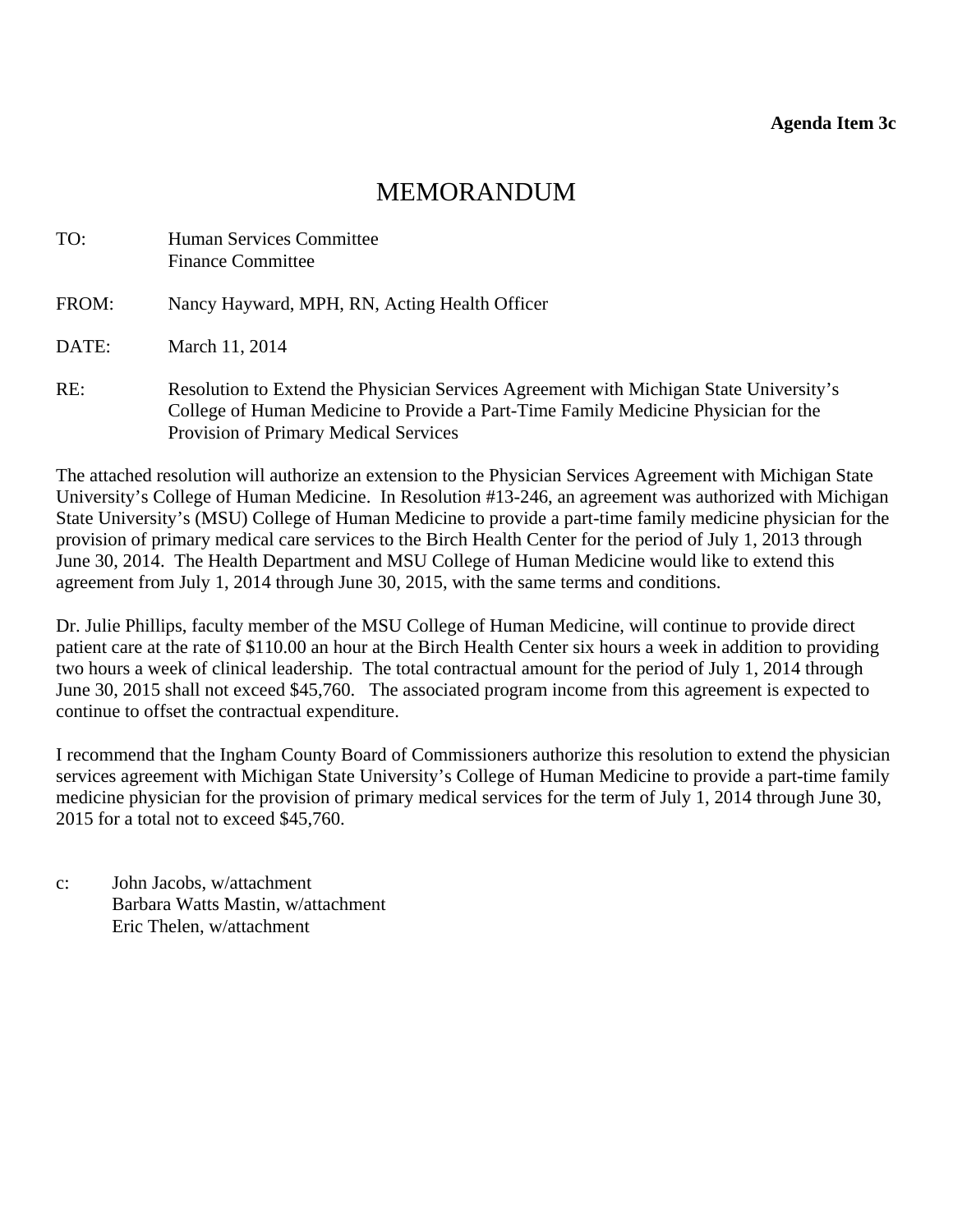**Agenda Item 3c**

# MEMORANDUM

TO: Human Services Committee
Finance Committee

FROM: Nancy Hayward, MPH, RN, Acting Health Officer

DATE: March 11, 2014

RE: Resolution to Extend the Physician Services Agreement with Michigan State University's College of Human Medicine to Provide a Part-Time Family Medicine Physician for the Provision of Primary Medical Services

The attached resolution will authorize an extension to the Physician Services Agreement with Michigan State University's College of Human Medicine. In Resolution #13-246, an agreement was authorized with Michigan State University's (MSU) College of Human Medicine to provide a part-time family medicine physician for the provision of primary medical care services to the Birch Health Center for the period of July 1, 2013 through June 30, 2014. The Health Department and MSU College of Human Medicine would like to extend this agreement from July 1, 2014 through June 30, 2015, with the same terms and conditions.

Dr. Julie Phillips, faculty member of the MSU College of Human Medicine, will continue to provide direct patient care at the rate of $110.00 an hour at the Birch Health Center six hours a week in addition to providing two hours a week of clinical leadership. The total contractual amount for the period of July 1, 2014 through June 30, 2015 shall not exceed $45,760. The associated program income from this agreement is expected to continue to offset the contractual expenditure.

I recommend that the Ingham County Board of Commissioners authorize this resolution to extend the physician services agreement with Michigan State University's College of Human Medicine to provide a part-time family medicine physician for the provision of primary medical services for the term of July 1, 2014 through June 30, 2015 for a total not to exceed $45,760.

c: John Jacobs, w/attachment
Barbara Watts Mastin, w/attachment
Eric Thelen, w/attachment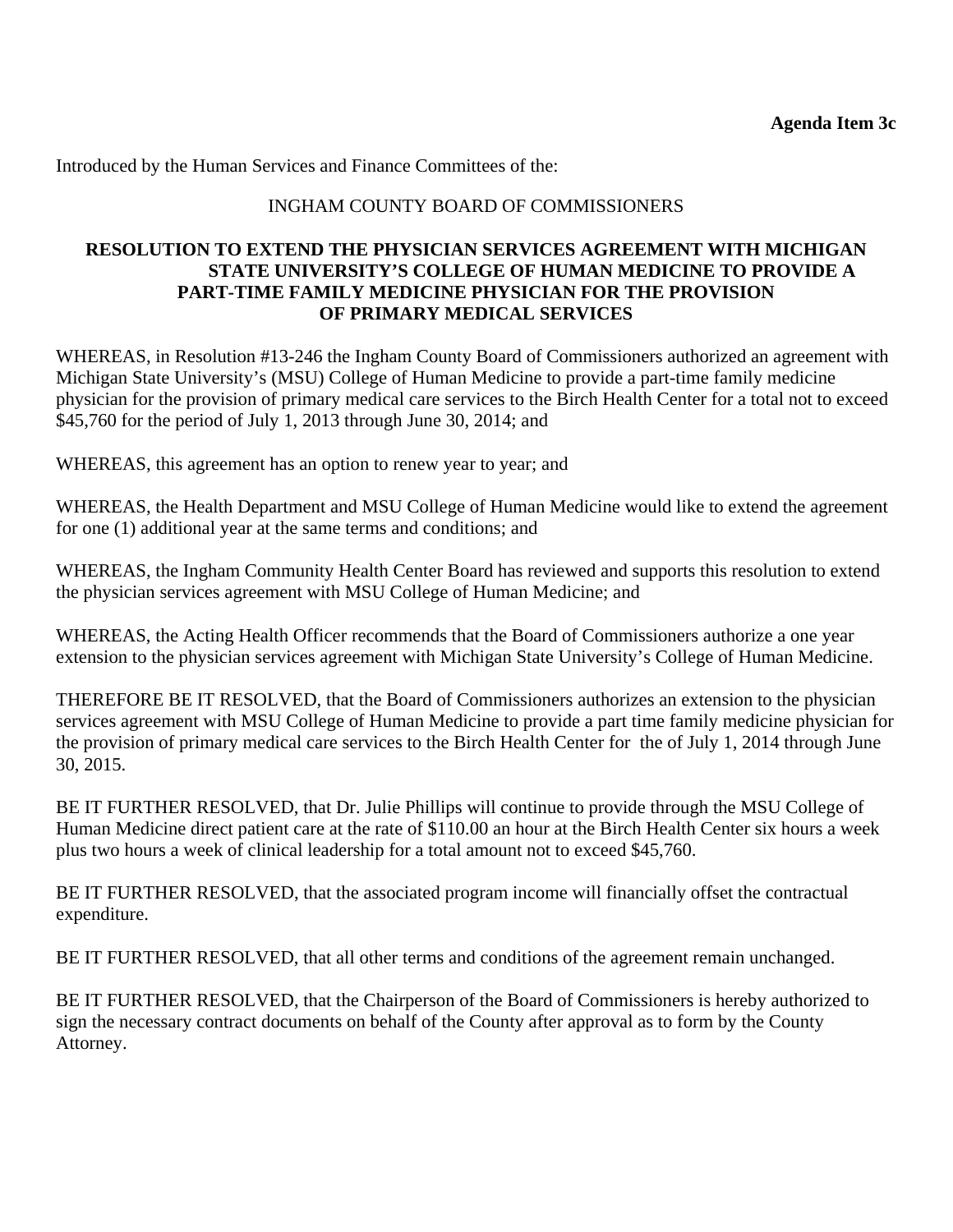**Agenda Item 3c**

Introduced by the Human Services and Finance Committees of the:

INGHAM COUNTY BOARD OF COMMISSIONERS

**RESOLUTION TO EXTEND THE PHYSICIAN SERVICES AGREEMENT WITH MICHIGAN STATE UNIVERSITY'S COLLEGE OF HUMAN MEDICINE TO PROVIDE A PART-TIME FAMILY MEDICINE PHYSICIAN FOR THE PROVISION OF PRIMARY MEDICAL SERVICES**

WHEREAS, in Resolution #13-246 the Ingham County Board of Commissioners authorized an agreement with Michigan State University's (MSU) College of Human Medicine to provide a part-time family medicine physician for the provision of primary medical care services to the Birch Health Center for a total not to exceed $45,760 for the period of July 1, 2013 through June 30, 2014; and

WHEREAS, this agreement has an option to renew year to year; and

WHEREAS, the Health Department and MSU College of Human Medicine would like to extend the agreement for one (1) additional year at the same terms and conditions; and

WHEREAS, the Ingham Community Health Center Board has reviewed and supports this resolution to extend the physician services agreement with MSU College of Human Medicine; and

WHEREAS, the Acting Health Officer recommends that the Board of Commissioners authorize a one year extension to the physician services agreement with Michigan State University's College of Human Medicine.

THEREFORE BE IT RESOLVED, that the Board of Commissioners authorizes an extension to the physician services agreement with MSU College of Human Medicine to provide a part time family medicine physician for the provision of primary medical care services to the Birch Health Center for the of July 1, 2014 through June 30, 2015.

BE IT FURTHER RESOLVED, that Dr. Julie Phillips will continue to provide through the MSU College of Human Medicine direct patient care at the rate of $110.00 an hour at the Birch Health Center six hours a week plus two hours a week of clinical leadership for a total amount not to exceed $45,760.

BE IT FURTHER RESOLVED, that the associated program income will financially offset the contractual expenditure.

BE IT FURTHER RESOLVED, that all other terms and conditions of the agreement remain unchanged.

BE IT FURTHER RESOLVED, that the Chairperson of the Board of Commissioners is hereby authorized to sign the necessary contract documents on behalf of the County after approval as to form by the County Attorney.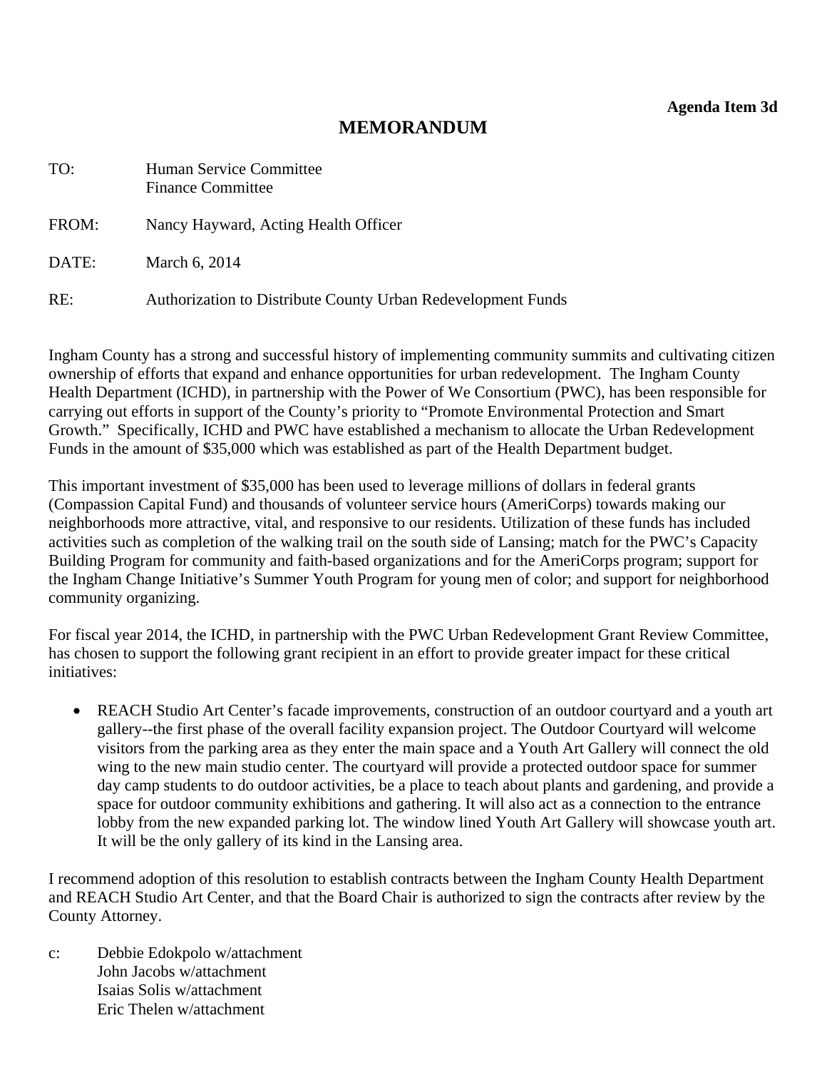**Agenda Item 3d**

# MEMORANDUM

TO: Human Service Committee
Finance Committee

FROM: Nancy Hayward, Acting Health Officer

DATE: March 6, 2014

RE: Authorization to Distribute County Urban Redevelopment Funds

Ingham County has a strong and successful history of implementing community summits and cultivating citizen ownership of efforts that expand and enhance opportunities for urban redevelopment. The Ingham County Health Department (ICHD), in partnership with the Power of We Consortium (PWC), has been responsible for carrying out efforts in support of the County's priority to "Promote Environmental Protection and Smart Growth." Specifically, ICHD and PWC have established a mechanism to allocate the Urban Redevelopment Funds in the amount of $35,000 which was established as part of the Health Department budget.

This important investment of $35,000 has been used to leverage millions of dollars in federal grants (Compassion Capital Fund) and thousands of volunteer service hours (AmeriCorps) towards making our neighborhoods more attractive, vital, and responsive to our residents. Utilization of these funds has included activities such as completion of the walking trail on the south side of Lansing; match for the PWC's Capacity Building Program for community and faith-based organizations and for the AmeriCorps program; support for the Ingham Change Initiative's Summer Youth Program for young men of color; and support for neighborhood community organizing.

For fiscal year 2014, the ICHD, in partnership with the PWC Urban Redevelopment Grant Review Committee, has chosen to support the following grant recipient in an effort to provide greater impact for these critical initiatives:

- REACH Studio Art Center's facade improvements, construction of an outdoor courtyard and a youth art gallery--the first phase of the overall facility expansion project. The Outdoor Courtyard will welcome visitors from the parking area as they enter the main space and a Youth Art Gallery will connect the old wing to the new main studio center. The courtyard will provide a protected outdoor space for summer day camp students to do outdoor activities, be a place to teach about plants and gardening, and provide a space for outdoor community exhibitions and gathering. It will also act as a connection to the entrance lobby from the new expanded parking lot. The window lined Youth Art Gallery will showcase youth art. It will be the only gallery of its kind in the Lansing area.

I recommend adoption of this resolution to establish contracts between the Ingham County Health Department and REACH Studio Art Center, and that the Board Chair is authorized to sign the contracts after review by the County Attorney.

c: Debbie Edokpolo w/attachment
John Jacobs w/attachment
Isaias Solis w/attachment
Eric Thelen w/attachment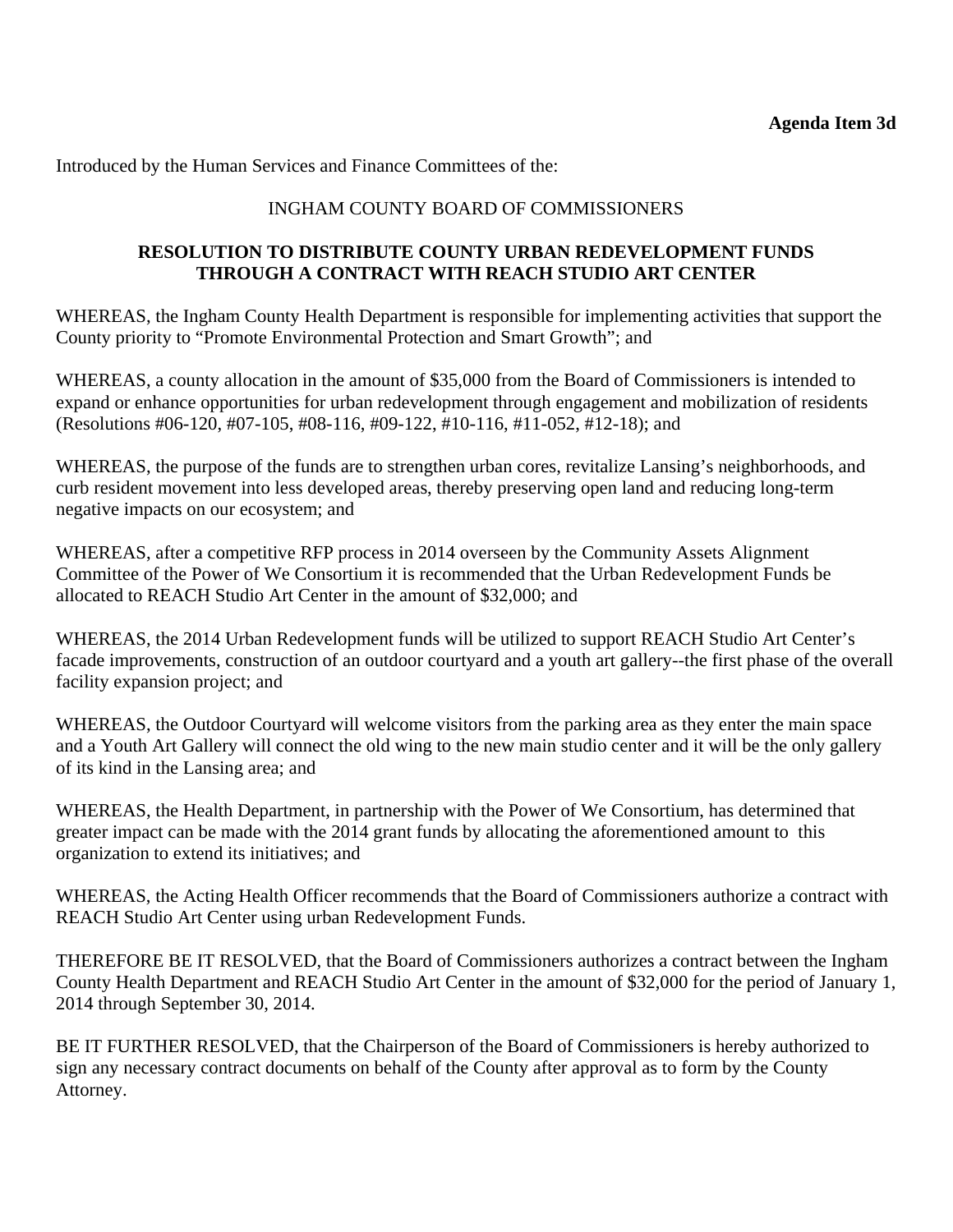**Agenda Item 3d**

Introduced by the Human Services and Finance Committees of the:

INGHAM COUNTY BOARD OF COMMISSIONERS

**RESOLUTION TO DISTRIBUTE COUNTY URBAN REDEVELOPMENT FUNDS THROUGH A CONTRACT WITH REACH STUDIO ART CENTER**

WHEREAS, the Ingham County Health Department is responsible for implementing activities that support the County priority to "Promote Environmental Protection and Smart Growth"; and

WHEREAS, a county allocation in the amount of $35,000 from the Board of Commissioners is intended to expand or enhance opportunities for urban redevelopment through engagement and mobilization of residents (Resolutions #06-120, #07-105, #08-116, #09-122, #10-116, #11-052, #12-18); and

WHEREAS, the purpose of the funds are to strengthen urban cores, revitalize Lansing's neighborhoods, and curb resident movement into less developed areas, thereby preserving open land and reducing long-term negative impacts on our ecosystem; and

WHEREAS, after a competitive RFP process in 2014 overseen by the Community Assets Alignment Committee of the Power of We Consortium it is recommended that the Urban Redevelopment Funds be allocated to REACH Studio Art Center in the amount of $32,000; and

WHEREAS, the 2014 Urban Redevelopment funds will be utilized to support REACH Studio Art Center's facade improvements, construction of an outdoor courtyard and a youth art gallery--the first phase of the overall facility expansion project; and

WHEREAS, the Outdoor Courtyard will welcome visitors from the parking area as they enter the main space and a Youth Art Gallery will connect the old wing to the new main studio center and it will be the only gallery of its kind in the Lansing area; and

WHEREAS, the Health Department, in partnership with the Power of We Consortium, has determined that greater impact can be made with the 2014 grant funds by allocating the aforementioned amount to this organization to extend its initiatives; and

WHEREAS, the Acting Health Officer recommends that the Board of Commissioners authorize a contract with REACH Studio Art Center using urban Redevelopment Funds.

THEREFORE BE IT RESOLVED, that the Board of Commissioners authorizes a contract between the Ingham County Health Department and REACH Studio Art Center in the amount of $32,000 for the period of January 1, 2014 through September 30, 2014.

BE IT FURTHER RESOLVED, that the Chairperson of the Board of Commissioners is hereby authorized to sign any necessary contract documents on behalf of the County after approval as to form by the County Attorney.